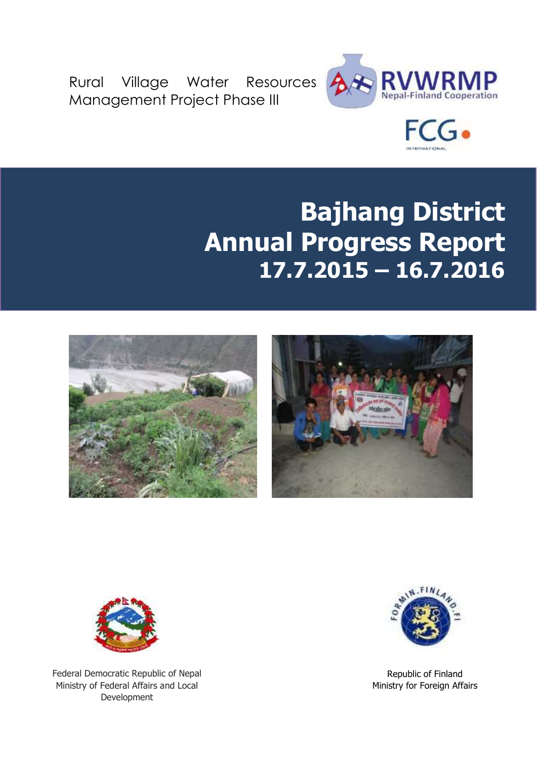Rural Village Water Resources Management Project Phase III

RVWRMP
Nepal-Finland Cooperation

FCG
INTERNATIONAL

# Bajhang District Annual Progress Report 17.7.2015 – 16.7.2016

Federal Democratic Republic of Nepal
Ministry of Federal Affairs and Local Development

Republic of Finland
Ministry for Foreign Affairs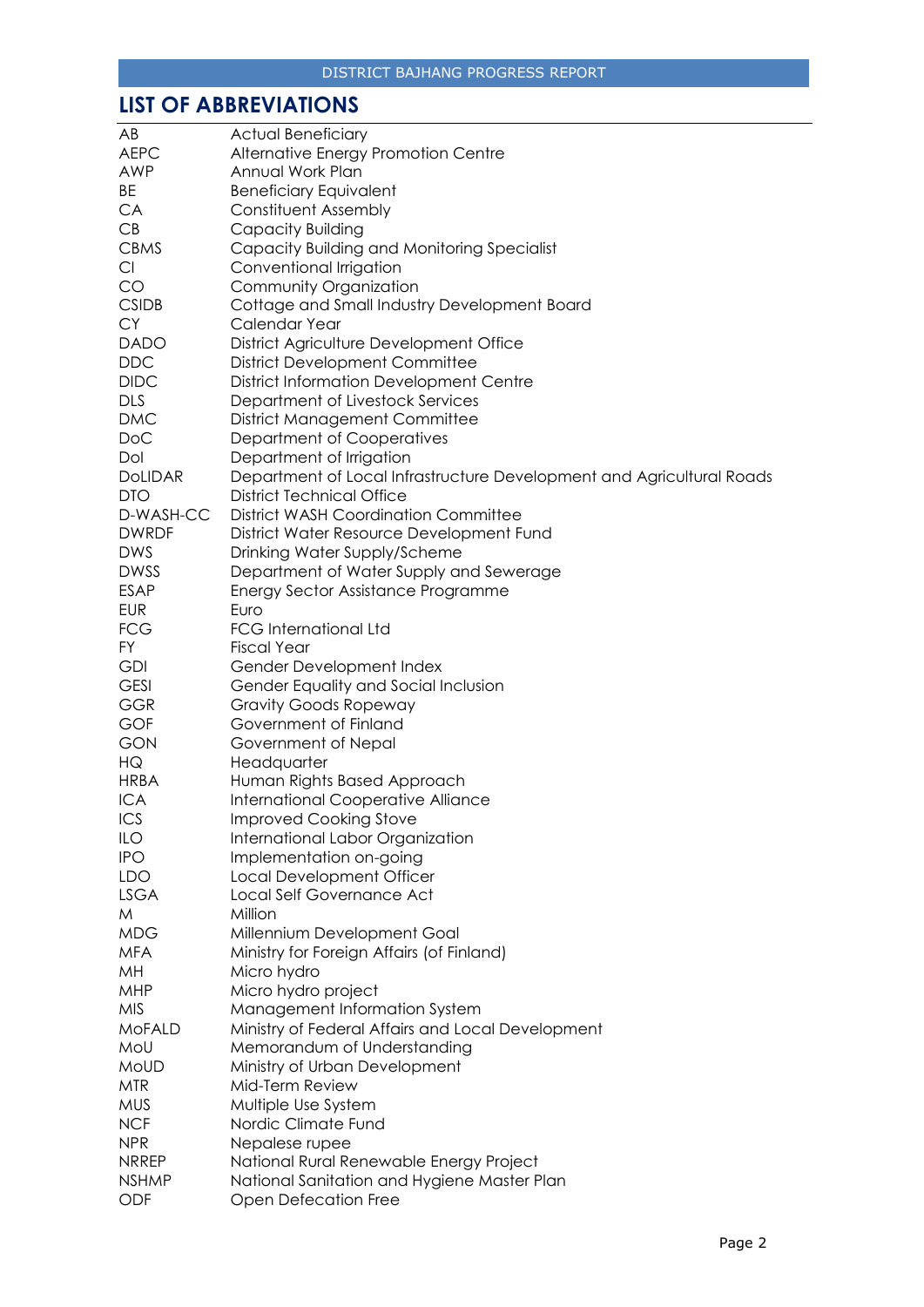## LIST OF ABBREVIATIONS

| | |
|---|---|
| AB | Actual Beneficiary |
| AEPC | Alternative Energy Promotion Centre |
| AWP | Annual Work Plan |
| BE | Beneficiary Equivalent |
| CA | Constituent Assembly |
| CB | Capacity Building |
| CBMS | Capacity Building and Monitoring Specialist |
| CI | Conventional Irrigation |
| CO | Community Organization |
| CSIDB | Cottage and Small Industry Development Board |
| CY | Calendar Year |
| DADO | District Agriculture Development Office |
| DDC | District Development Committee |
| DIDC | District Information Development Centre |
| DLS | Department of Livestock Services |
| DMC | District Management Committee |
| DoC | Department of Cooperatives |
| DoI | Department of Irrigation |
| DoLIDAR | Department of Local Infrastructure Development and Agricultural Roads |
| DTO | District Technical Office |
| D-WASH-CC | District WASH Coordination Committee |
| DWRDF | District Water Resource Development Fund |
| DWS | Drinking Water Supply/Scheme |
| DWSS | Department of Water Supply and Sewerage |
| ESAP | Energy Sector Assistance Programme |
| EUR | Euro |
| FCG | FCG International Ltd |
| FY | Fiscal Year |
| GDI | Gender Development Index |
| GESI | Gender Equality and Social Inclusion |
| GGR | Gravity Goods Ropeway |
| GOF | Government of Finland |
| GON | Government of Nepal |
| HQ | Headquarter |
| HRBA | Human Rights Based Approach |
| ICA | International Cooperative Alliance |
| ICS | Improved Cooking Stove |
| ILO | International Labor Organization |
| IPO | Implementation on-going |
| LDO | Local Development Officer |
| LSGA | Local Self Governance Act |
| M | Million |
| MDG | Millennium Development Goal |
| MFA | Ministry for Foreign Affairs (of Finland) |
| MH | Micro hydro |
| MHP | Micro hydro project |
| MIS | Management Information System |
| MoFALD | Ministry of Federal Affairs and Local Development |
| MoU | Memorandum of Understanding |
| MoUD | Ministry of Urban Development |
| MTR | Mid-Term Review |
| MUS | Multiple Use System |
| NCF | Nordic Climate Fund |
| NPR | Nepalese rupee |
| NRREP | National Rural Renewable Energy Project |
| NSHMP | National Sanitation and Hygiene Master Plan |
| ODF | Open Defecation Free |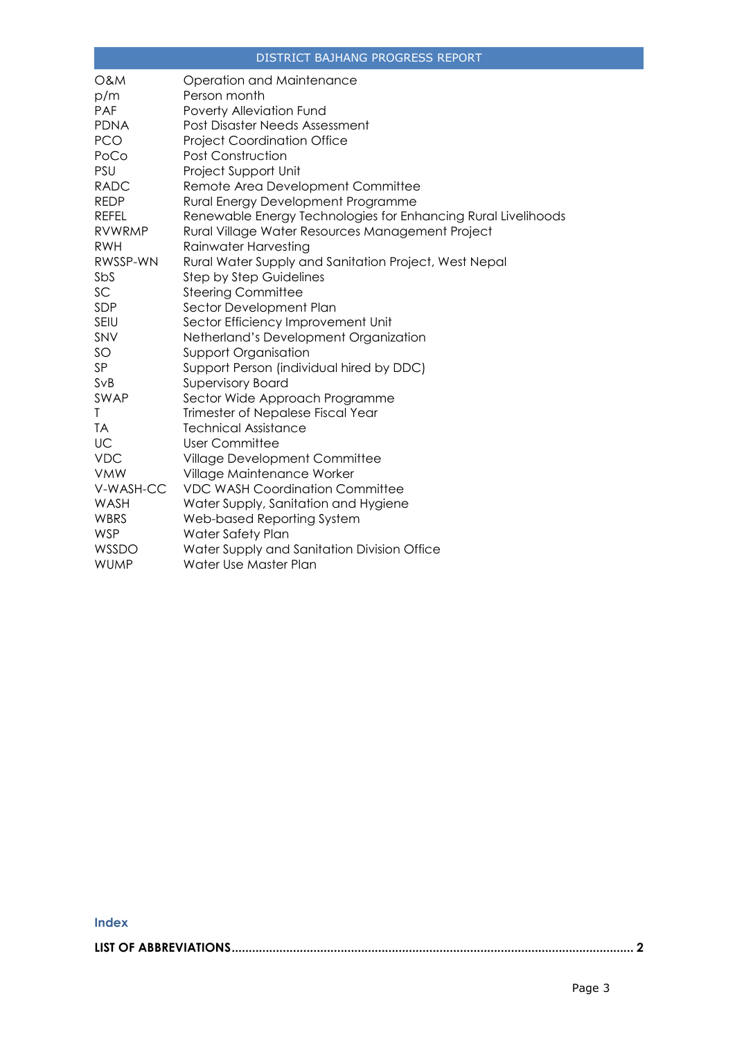| | |
|---|---|
| O&M | Operation and Maintenance |
| p/m | Person month |
| PAF | Poverty Alleviation Fund |
| PDNA | Post Disaster Needs Assessment |
| PCO | Project Coordination Office |
| PoCo | Post Construction |
| PSU | Project Support Unit |
| RADC | Remote Area Development Committee |
| REDP | Rural Energy Development Programme |
| REFEL | Renewable Energy Technologies for Enhancing Rural Livelihoods |
| RVWRMP | Rural Village Water Resources Management Project |
| RWH | Rainwater Harvesting |
| RWSSP-WN | Rural Water Supply and Sanitation Project, West Nepal |
| SbS | Step by Step Guidelines |
| SC | Steering Committee |
| SDP | Sector Development Plan |
| SEIU | Sector Efficiency Improvement Unit |
| SNV | Netherland's Development Organization |
| SO | Support Organisation |
| SP | Support Person (individual hired by DDC) |
| SvB | Supervisory Board |
| SWAP | Sector Wide Approach Programme |
| T | Trimester of Nepalese Fiscal Year |
| TA | Technical Assistance |
| UC | User Committee |
| VDC | Village Development Committee |
| VMW | Village Maintenance Worker |
| V-WASH-CC | VDC WASH Coordination Committee |
| WASH | Water Supply, Sanitation and Hygiene |
| WBRS | Web-based Reporting System |
| WSP | Water Safety Plan |
| WSSDO | Water Supply and Sanitation Division Office |
| WUMP | Water Use Master Plan |

## Index

**LIST OF ABBREVIATIONS................................................................................................................... 2**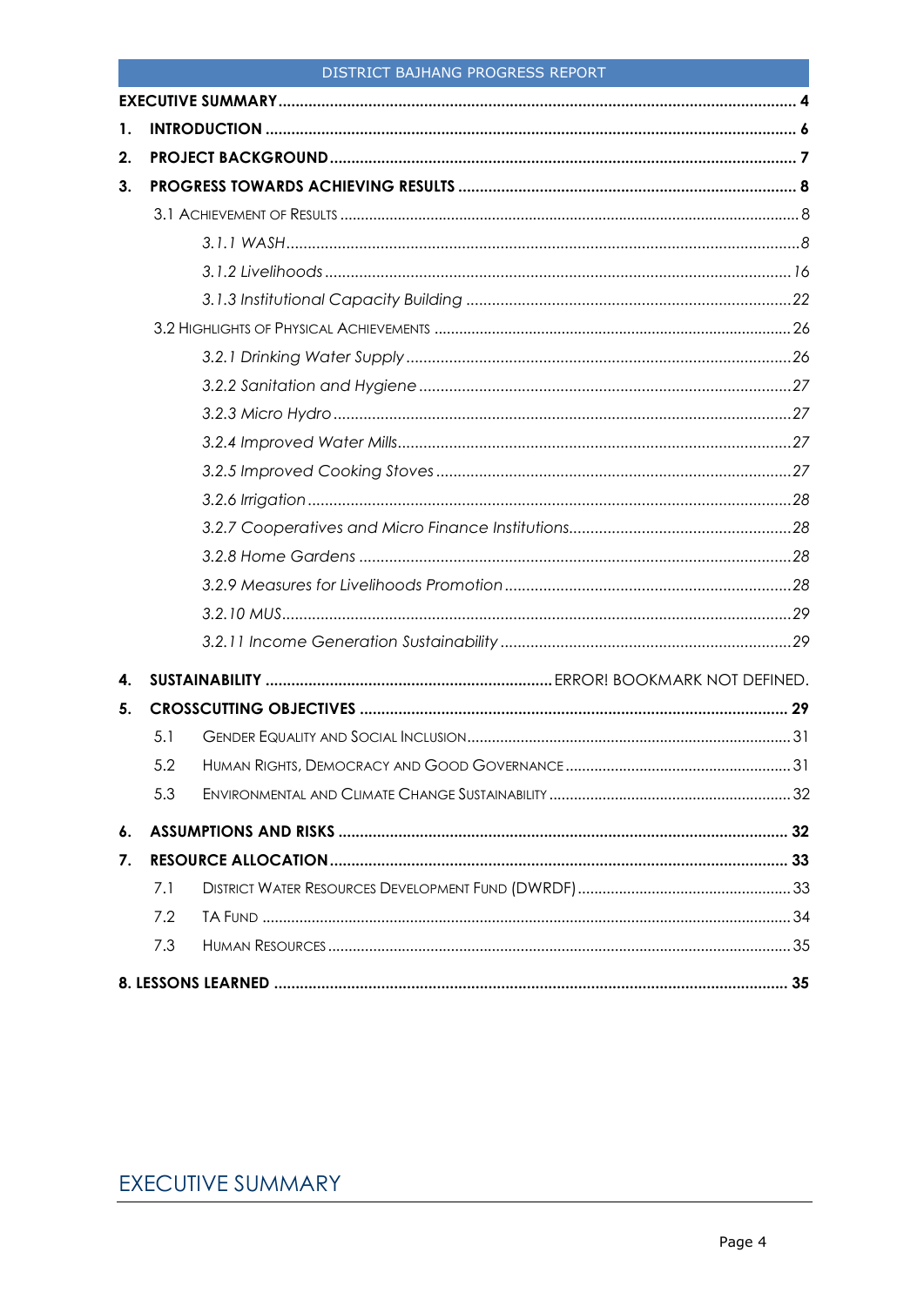| | | |
|---|---|---|
| **EXECUTIVE SUMMARY** | | **4** |
| **1.** | **INTRODUCTION** | **6** |
| **2.** | **PROJECT BACKGROUND** | **7** |
| **3.** | **PROGRESS TOWARDS ACHIEVING RESULTS** | **8** |
| | 3.1 ACHIEVEMENT OF RESULTS | 8 |
| | *3.1.1 WASH* | *8* |
| | *3.1.2 Livelihoods* | *16* |
| | *3.1.3 Institutional Capacity Building* | *22* |
| | 3.2 HIGHLIGHTS OF PHYSICAL ACHIEVEMENTS | 26 |
| | *3.2.1 Drinking Water Supply* | *26* |
| | *3.2.2 Sanitation and Hygiene* | *27* |
| | *3.2.3 Micro Hydro* | *27* |
| | *3.2.4 Improved Water Mills* | *27* |
| | *3.2.5 Improved Cooking Stoves* | *27* |
| | *3.2.6 Irrigation* | *28* |
| | *3.2.7 Cooperatives and Micro Finance Institutions* | *28* |
| | *3.2.8 Home Gardens* | *28* |
| | *3.2.9 Measures for Livelihoods Promotion* | *28* |
| | *3.2.10 MUS* | *29* |
| | *3.2.11 Income Generation Sustainability* | *29* |
| **4.** | **SUSTAINABILITY** | ERROR! BOOKMARK NOT DEFINED. |
| **5.** | **CROSSCUTTING OBJECTIVES** | **29** |
| | 5.1 GENDER EQUALITY AND SOCIAL INCLUSION | 31 |
| | 5.2 HUMAN RIGHTS, DEMOCRACY AND GOOD GOVERNANCE | 31 |
| | 5.3 ENVIRONMENTAL AND CLIMATE CHANGE SUSTAINABILITY | 32 |
| **6.** | **ASSUMPTIONS AND RISKS** | **32** |
| **7.** | **RESOURCE ALLOCATION** | **33** |
| | 7.1 DISTRICT WATER RESOURCES DEVELOPMENT FUND (DWRDF) | 33 |
| | 7.2 TA FUND | 34 |
| | 7.3 HUMAN RESOURCES | 35 |
| **8. LESSONS LEARNED** | | **35** |

## EXECUTIVE SUMMARY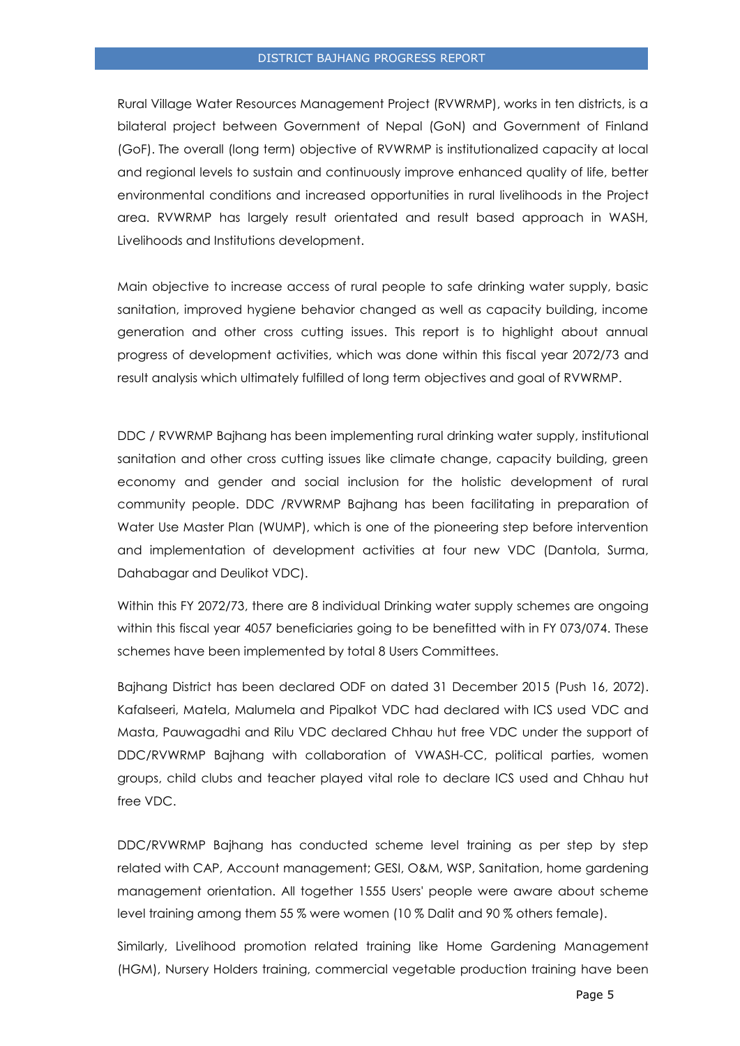Rural Village Water Resources Management Project (RVWRMP), works in ten districts, is a bilateral project between Government of Nepal (GoN) and Government of Finland (GoF). The overall (long term) objective of RVWRMP is institutionalized capacity at local and regional levels to sustain and continuously improve enhanced quality of life, better environmental conditions and increased opportunities in rural livelihoods in the Project area. RVWRMP has largely result orientated and result based approach in WASH, Livelihoods and Institutions development.

Main objective to increase access of rural people to safe drinking water supply, basic sanitation, improved hygiene behavior changed as well as capacity building, income generation and other cross cutting issues. This report is to highlight about annual progress of development activities, which was done within this fiscal year 2072/73 and result analysis which ultimately fulfilled of long term objectives and goal of RVWRMP.

DDC / RVWRMP Bajhang has been implementing rural drinking water supply, institutional sanitation and other cross cutting issues like climate change, capacity building, green economy and gender and social inclusion for the holistic development of rural community people. DDC /RVWRMP Bajhang has been facilitating in preparation of Water Use Master Plan (WUMP), which is one of the pioneering step before intervention and implementation of development activities at four new VDC (Dantola, Surma, Dahabagar and Deulikot VDC).

Within this FY 2072/73, there are 8 individual Drinking water supply schemes are ongoing within this fiscal year 4057 beneficiaries going to be benefitted with in FY 073/074. These schemes have been implemented by total 8 Users Committees.

Bajhang District has been declared ODF on dated 31 December 2015 (Push 16, 2072). Kafalseeri, Matela, Malumela and Pipalkot VDC had declared with ICS used VDC and Masta, Pauwagadhi and Rilu VDC declared Chhau hut free VDC under the support of DDC/RVWRMP Bajhang with collaboration of VWASH-CC, political parties, women groups, child clubs and teacher played vital role to declare ICS used and Chhau hut free VDC.

DDC/RVWRMP Bajhang has conducted scheme level training as per step by step related with CAP, Account management; GESI, O&M, WSP, Sanitation, home gardening management orientation. All together 1555 Users' people were aware about scheme level training among them 55 % were women (10 % Dalit and 90 % others female).

Similarly, Livelihood promotion related training like Home Gardening Management (HGM), Nursery Holders training, commercial vegetable production training have been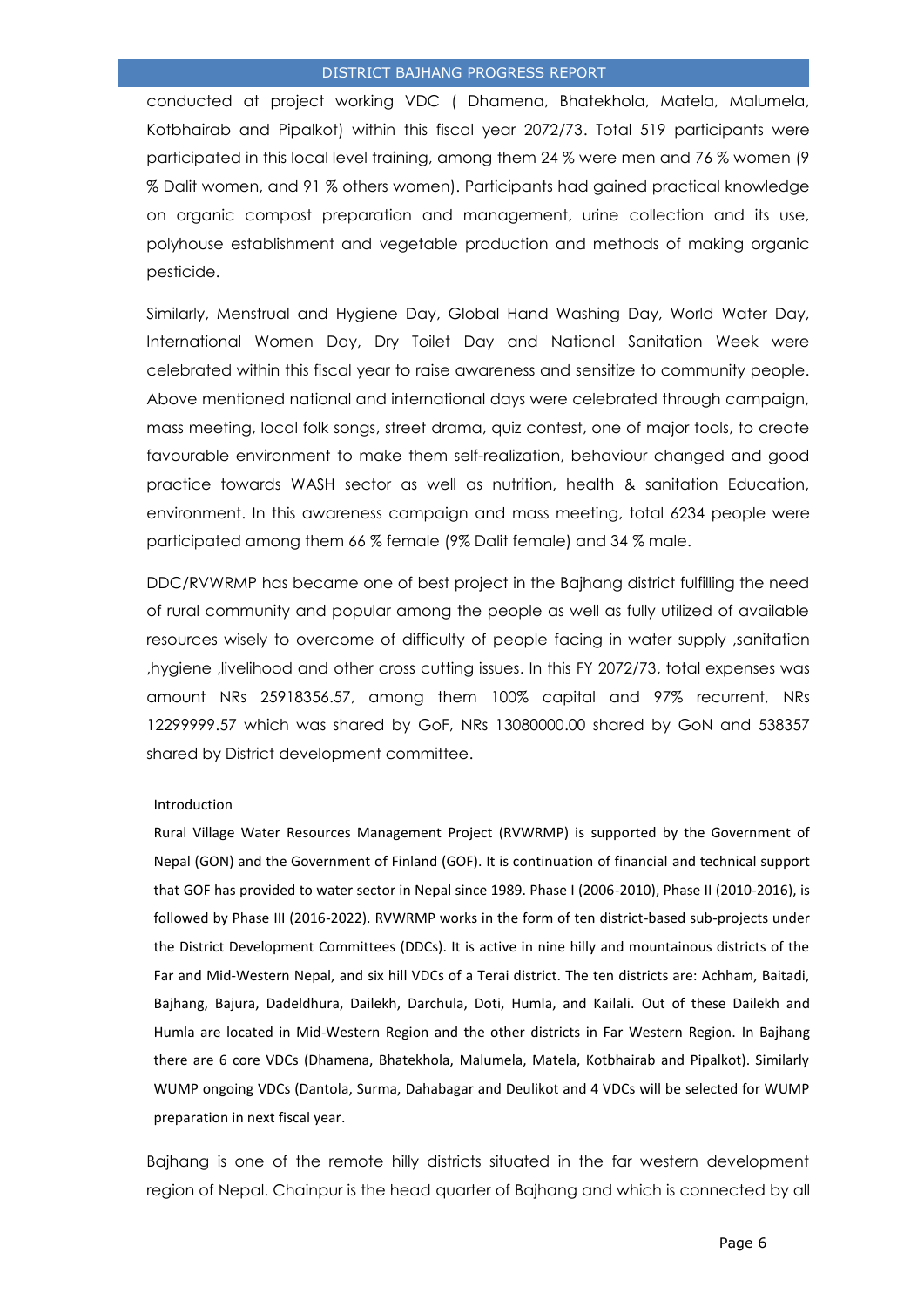conducted at project working VDC ( Dhamena, Bhatekhola, Matela, Malumela, Kotbhairab and Pipalkot) within this fiscal year 2072/73. Total 519 participants were participated in this local level training, among them 24 % were men and 76 % women (9 % Dalit women, and 91 % others women). Participants had gained practical knowledge on organic compost preparation and management, urine collection and its use, polyhouse establishment and vegetable production and methods of making organic pesticide.

Similarly, Menstrual and Hygiene Day, Global Hand Washing Day, World Water Day, International Women Day, Dry Toilet Day and National Sanitation Week were celebrated within this fiscal year to raise awareness and sensitize to community people. Above mentioned national and international days were celebrated through campaign, mass meeting, local folk songs, street drama, quiz contest, one of major tools, to create favourable environment to make them self-realization, behaviour changed and good practice towards WASH sector as well as nutrition, health & sanitation Education, environment. In this awareness campaign and mass meeting, total 6234 people were participated among them 66 % female (9% Dalit female) and 34 % male.

DDC/RVWRMP has became one of best project in the Bajhang district fulfilling the need of rural community and popular among the people as well as fully utilized of available resources wisely to overcome of difficulty of people facing in water supply ,sanitation ,hygiene ,livelihood and other cross cutting issues. In this FY 2072/73, total expenses was amount NRs 25918356.57, among them 100% capital and 97% recurrent, NRs 12299999.57 which was shared by GoF, NRs 13080000.00 shared by GoN and 538357 shared by District development committee.

## Introduction

Rural Village Water Resources Management Project (RVWRMP) is supported by the Government of Nepal (GON) and the Government of Finland (GOF). It is continuation of financial and technical support that GOF has provided to water sector in Nepal since 1989. Phase I (2006-2010), Phase II (2010-2016), is followed by Phase III (2016-2022). RVWRMP works in the form of ten district-based sub-projects under the District Development Committees (DDCs). It is active in nine hilly and mountainous districts of the Far and Mid-Western Nepal, and six hill VDCs of a Terai district. The ten districts are: Achham, Baitadi, Bajhang, Bajura, Dadeldhura, Dailekh, Darchula, Doti, Humla, and Kailali. Out of these Dailekh and Humla are located in Mid-Western Region and the other districts in Far Western Region. In Bajhang there are 6 core VDCs (Dhamena, Bhatekhola, Malumela, Matela, Kotbhairab and Pipalkot). Similarly WUMP ongoing VDCs (Dantola, Surma, Dahabagar and Deulikot and 4 VDCs will be selected for WUMP preparation in next fiscal year.

Bajhang is one of the remote hilly districts situated in the far western development region of Nepal. Chainpur is the head quarter of Bajhang and which is connected by all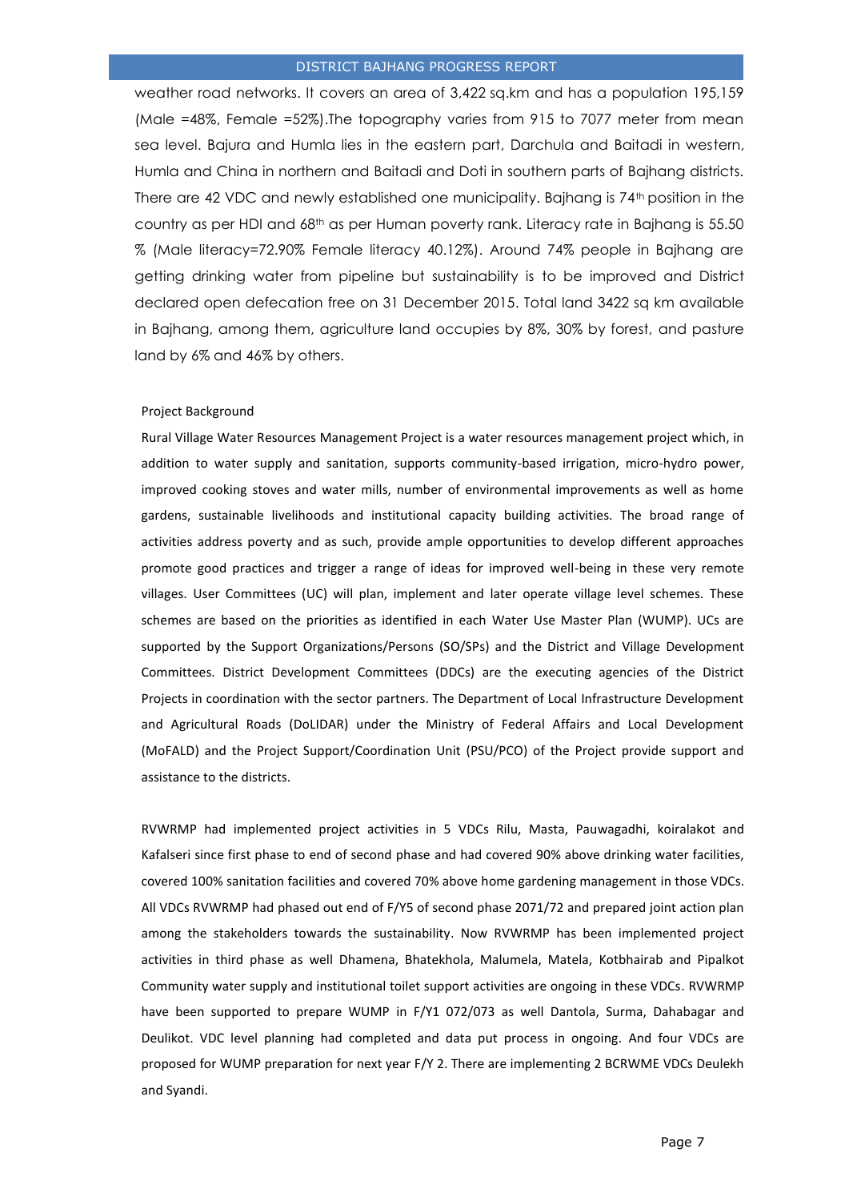weather road networks. It covers an area of 3,422 sq.km and has a population 195,159 (Male =48%, Female =52%).The topography varies from 915 to 7077 meter from mean sea level. Bajura and Humla lies in the eastern part, Darchula and Baitadi in western, Humla and China in northern and Baitadi and Doti in southern parts of Bajhang districts. There are 42 VDC and newly established one municipality. Bajhang is 74th position in the country as per HDI and 68th as per Human poverty rank. Literacy rate in Bajhang is 55.50 % (Male literacy=72.90% Female literacy 40.12%). Around 74% people in Bajhang are getting drinking water from pipeline but sustainability is to be improved and District declared open defecation free on 31 December 2015. Total land 3422 sq km available in Bajhang, among them, agriculture land occupies by 8%, 30% by forest, and pasture land by 6% and 46% by others.

## Project Background

Rural Village Water Resources Management Project is a water resources management project which, in addition to water supply and sanitation, supports community-based irrigation, micro-hydro power, improved cooking stoves and water mills, number of environmental improvements as well as home gardens, sustainable livelihoods and institutional capacity building activities. The broad range of activities address poverty and as such, provide ample opportunities to develop different approaches promote good practices and trigger a range of ideas for improved well-being in these very remote villages. User Committees (UC) will plan, implement and later operate village level schemes. These schemes are based on the priorities as identified in each Water Use Master Plan (WUMP). UCs are supported by the Support Organizations/Persons (SO/SPs) and the District and Village Development Committees. District Development Committees (DDCs) are the executing agencies of the District Projects in coordination with the sector partners. The Department of Local Infrastructure Development and Agricultural Roads (DoLIDAR) under the Ministry of Federal Affairs and Local Development (MoFALD) and the Project Support/Coordination Unit (PSU/PCO) of the Project provide support and assistance to the districts.

RVWRMP had implemented project activities in 5 VDCs Rilu, Masta, Pauwagadhi, koiralakot and Kafalseri since first phase to end of second phase and had covered 90% above drinking water facilities, covered 100% sanitation facilities and covered 70% above home gardening management in those VDCs. All VDCs RVWRMP had phased out end of F/Y5 of second phase 2071/72 and prepared joint action plan among the stakeholders towards the sustainability. Now RVWRMP has been implemented project activities in third phase as well Dhamena, Bhatekhola, Malumela, Matela, Kotbhairab and Pipalkot Community water supply and institutional toilet support activities are ongoing in these VDCs. RVWRMP have been supported to prepare WUMP in F/Y1 072/073 as well Dantola, Surma, Dahabagar and Deulikot. VDC level planning had completed and data put process in ongoing. And four VDCs are proposed for WUMP preparation for next year F/Y 2. There are implementing 2 BCRWME VDCs Deulekh and Syandi.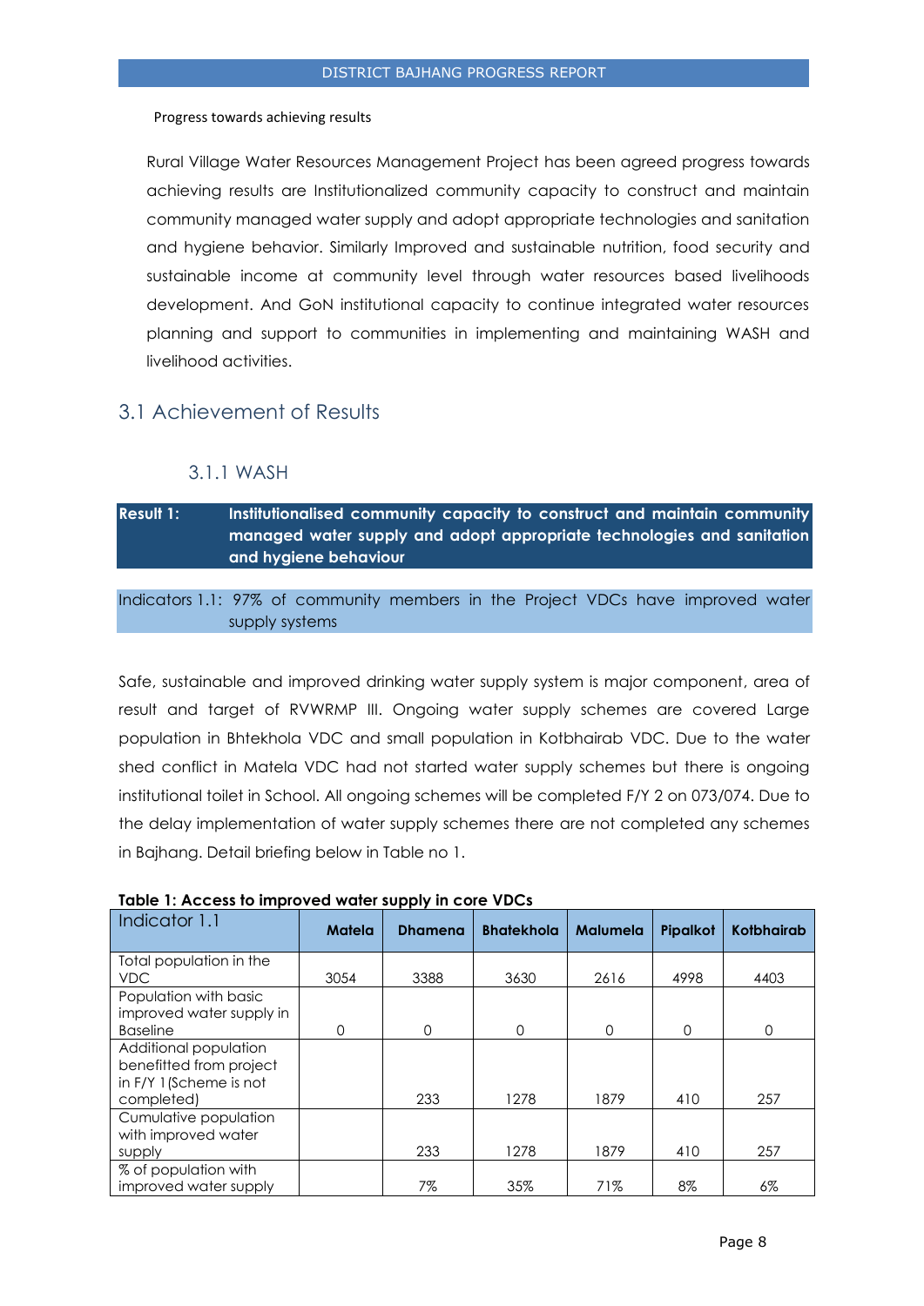Progress towards achieving results

Rural Village Water Resources Management Project has been agreed progress towards achieving results are Institutionalized community capacity to construct and maintain community managed water supply and adopt appropriate technologies and sanitation and hygiene behavior. Similarly Improved and sustainable nutrition, food security and sustainable income at community level through water resources based livelihoods development. And GoN institutional capacity to continue integrated water resources planning and support to communities in implementing and maintaining WASH and livelihood activities.

## 3.1 Achievement of Results

### 3.1.1 WASH

**Result 1: Institutionalised community capacity to construct and maintain community managed water supply and adopt appropriate technologies and sanitation and hygiene behaviour**

Indicators 1.1: 97% of community members in the Project VDCs have improved water supply systems

Safe, sustainable and improved drinking water supply system is major component, area of result and target of RVWRMP III. Ongoing water supply schemes are covered Large population in Bhtekhola VDC and small population in Kotbhairab VDC. Due to the water shed conflict in Matela VDC had not started water supply schemes but there is ongoing institutional toilet in School. All ongoing schemes will be completed F/Y 2 on 073/074. Due to the delay implementation of water supply schemes there are not completed any schemes in Bajhang. Detail briefing below in Table no 1.

**Table 1: Access to improved water supply in core VDCs**

| Indicator 1.1 | Matela | Dhamena | Bhatekhola | Malumela | Pipalkot | Kotbhairab |
|---|---|---|---|---|---|---|
| Total population in the VDC | 3054 | 3388 | 3630 | 2616 | 4998 | 4403 |
| Population with basic improved water supply in Baseline | 0 | 0 | 0 | 0 | 0 | 0 |
| Additional population benefitted from project in F/Y 1(Scheme is not completed) | | 233 | 1278 | 1879 | 410 | 257 |
| Cumulative population with improved water supply | | 233 | 1278 | 1879 | 410 | 257 |
| % of population with improved water supply | | 7% | 35% | 71% | 8% | 6% |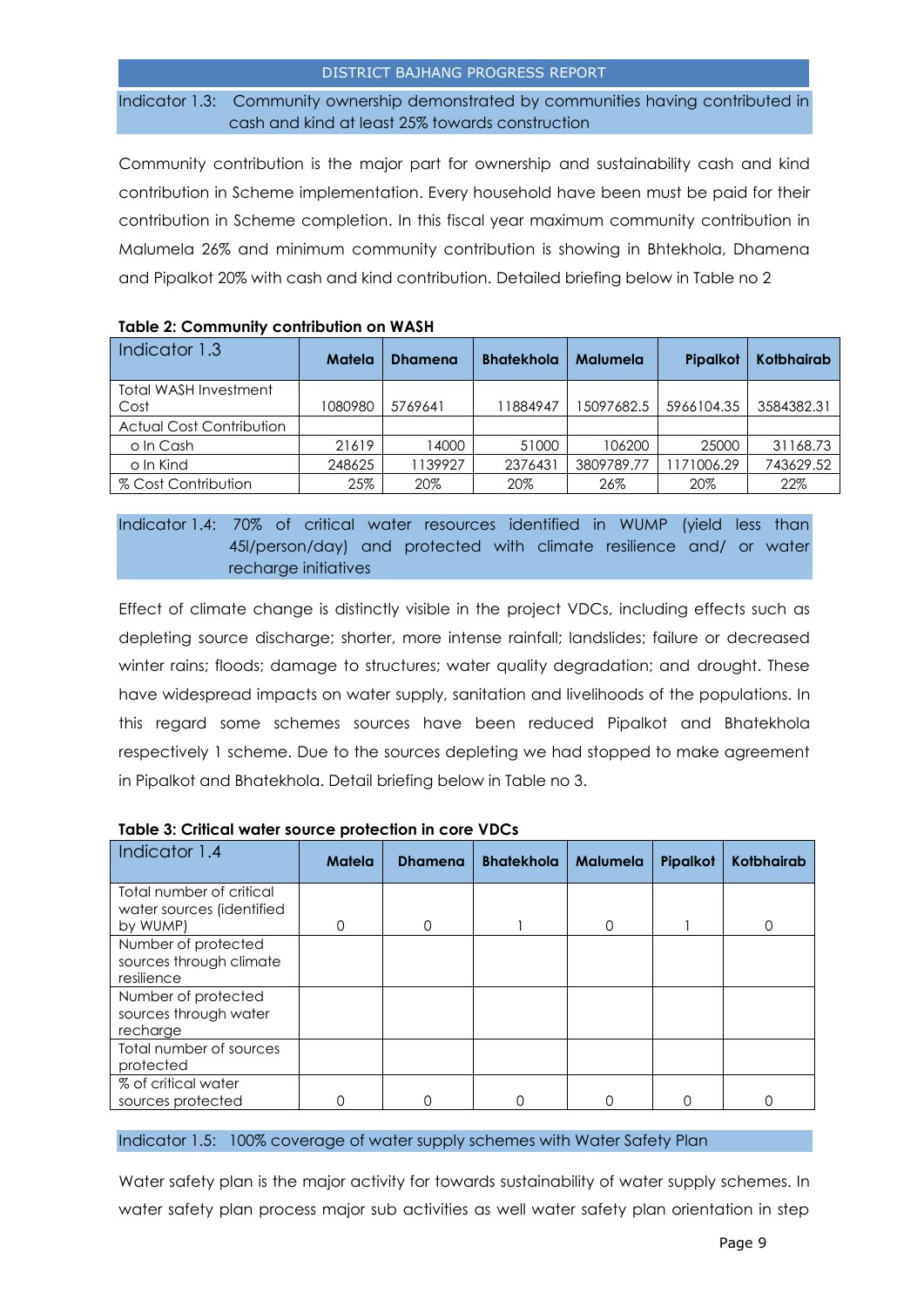Indicator 1.3: Community ownership demonstrated by communities having contributed in cash and kind at least 25% towards construction

Community contribution is the major part for ownership and sustainability cash and kind contribution in Scheme implementation. Every household have been must be paid for their contribution in Scheme completion. In this fiscal year maximum community contribution in Malumela 26% and minimum community contribution is showing in Bhtekhola, Dhamena and Pipalkot 20% with cash and kind contribution. Detailed briefing below in Table no 2

**Table 2: Community contribution on WASH**

| Indicator 1.3 | Matela | Dhamena | Bhatekhola | Malumela | Pipalkot | Kotbhairab |
|---|---|---|---|---|---|---|
| Total WASH Investment Cost | 1080980 | 5769641 | 11884947 | 15097682.5 | 5966104.35 | 3584382.31 |
| Actual Cost Contribution | | | | | | |
| o In Cash | 21619 | 14000 | 51000 | 106200 | 25000 | 31168.73 |
| o In Kind | 248625 | 1139927 | 2376431 | 3809789.77 | 1171006.29 | 743629.52 |
| % Cost Contribution | 25% | 20% | 20% | 26% | 20% | 22% |

Indicator 1.4: 70% of critical water resources identified in WUMP (yield less than 45l/person/day) and protected with climate resilience and/ or water recharge initiatives

Effect of climate change is distinctly visible in the project VDCs, including effects such as depleting source discharge; shorter, more intense rainfall; landslides; failure or decreased winter rains; floods; damage to structures; water quality degradation; and drought. These have widespread impacts on water supply, sanitation and livelihoods of the populations. In this regard some schemes sources have been reduced Pipalkot and Bhatekhola respectively 1 scheme. Due to the sources depleting we had stopped to make agreement in Pipalkot and Bhatekhola. Detail briefing below in Table no 3.

**Table 3: Critical water source protection in core VDCs**

| Indicator 1.4 | Matela | Dhamena | Bhatekhola | Malumela | Pipalkot | Kotbhairab |
|---|---|---|---|---|---|---|
| Total number of critical water sources (identified by WUMP) | 0 | 0 | 1 | 0 | 1 | 0 |
| Number of protected sources through climate resilience | | | | | | |
| Number of protected sources through water recharge | | | | | | |
| Total number of sources protected | | | | | | |
| % of critical water sources protected | 0 | 0 | 0 | 0 | 0 | 0 |

Indicator 1.5: 100% coverage of water supply schemes with Water Safety Plan

Water safety plan is the major activity for towards sustainability of water supply schemes. In water safety plan process major sub activities as well water safety plan orientation in step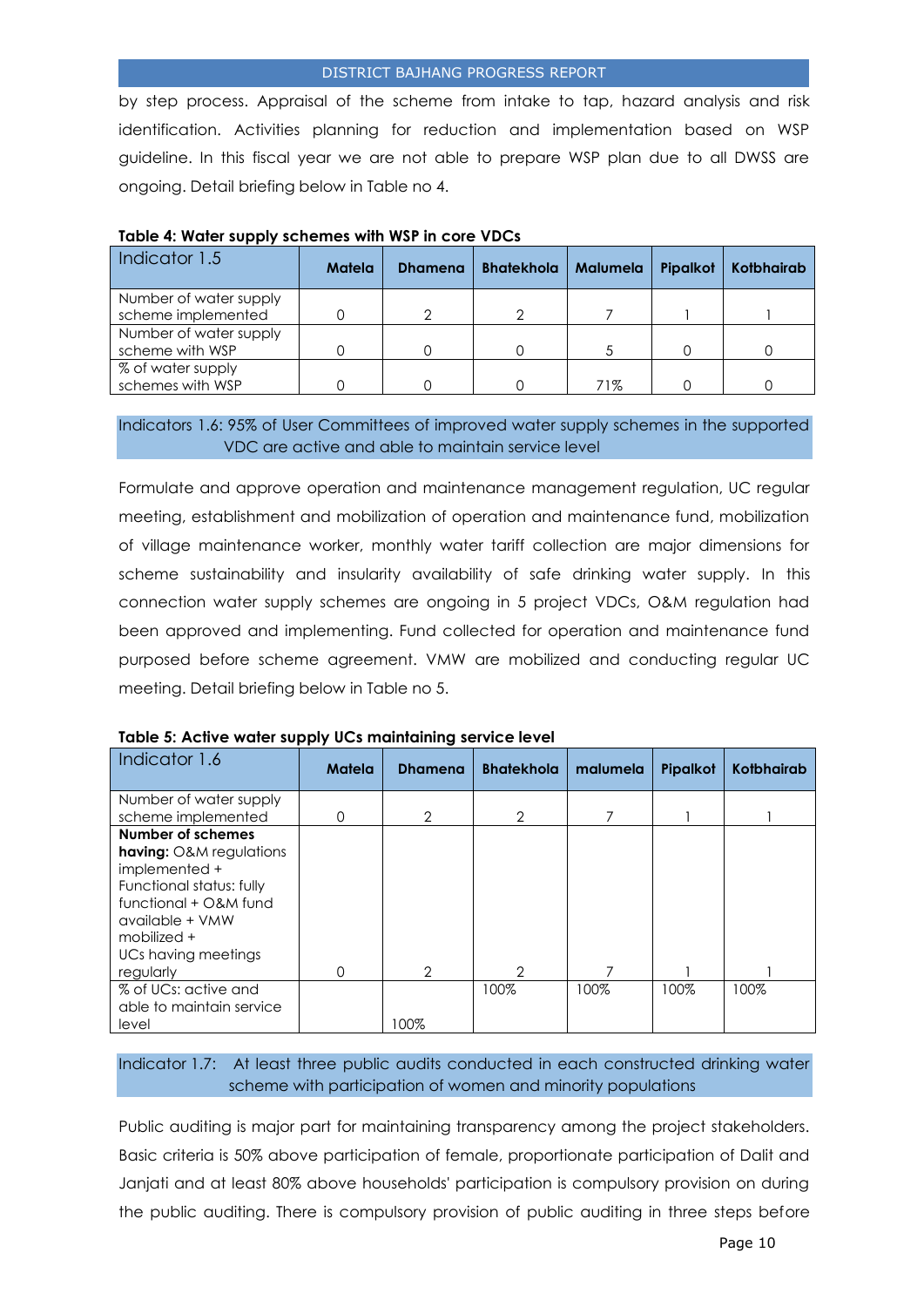by step process. Appraisal of the scheme from intake to tap, hazard analysis and risk identification. Activities planning for reduction and implementation based on WSP guideline. In this fiscal year we are not able to prepare WSP plan due to all DWSS are ongoing. Detail briefing below in Table no 4.

**Table 4: Water supply schemes with WSP in core VDCs**

| Indicator 1.5 | Matela | Dhamena | Bhatekhola | Malumela | Pipalkot | Kotbhairab |
|---|---|---|---|---|---|---|
| Number of water supply scheme implemented | 0 | 2 | 2 | 7 | 1 | 1 |
| Number of water supply scheme with WSP | 0 | 0 | 0 | 5 | 0 | 0 |
| % of water supply schemes with WSP | 0 | 0 | 0 | 71% | 0 | 0 |

Indicators 1.6: 95% of User Committees of improved water supply schemes in the supported VDC are active and able to maintain service level

Formulate and approve operation and maintenance management regulation, UC regular meeting, establishment and mobilization of operation and maintenance fund, mobilization of village maintenance worker, monthly water tariff collection are major dimensions for scheme sustainability and insularity availability of safe drinking water supply. In this connection water supply schemes are ongoing in 5 project VDCs, O&M regulation had been approved and implementing. Fund collected for operation and maintenance fund purposed before scheme agreement. VMW are mobilized and conducting regular UC meeting. Detail briefing below in Table no 5.

**Table 5: Active water supply UCs maintaining service level**

| Indicator 1.6 | Matela | Dhamena | Bhatekhola | malumela | Pipalkot | Kotbhairab |
|---|---|---|---|---|---|---|
| Number of water supply scheme implemented | 0 | 2 | 2 | 7 | 1 | 1 |
| **Number of schemes having:** O&M regulations implemented + Functional status: fully functional + O&M fund available + VMW mobilized + UCs having meetings regularly | 0 | 2 | 2 | 7 | 1 | 1 |
| % of UCs: active and able to maintain service level | | 100% | 100% | 100% | 100% | 100% |

Indicator 1.7: At least three public audits conducted in each constructed drinking water scheme with participation of women and minority populations

Public auditing is major part for maintaining transparency among the project stakeholders. Basic criteria is 50% above participation of female, proportionate participation of Dalit and Janjati and at least 80% above households' participation is compulsory provision on during the public auditing. There is compulsory provision of public auditing in three steps before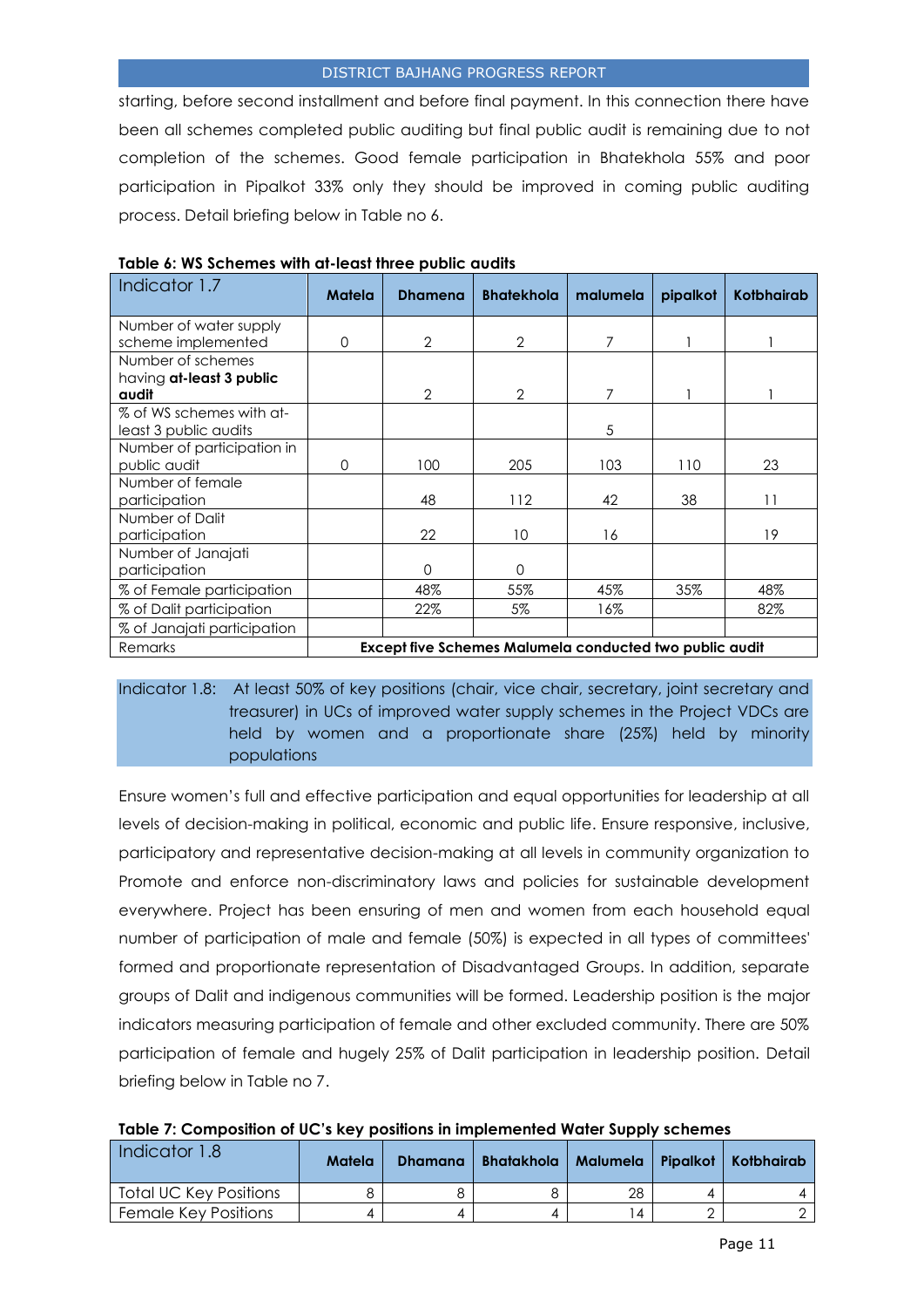starting, before second installment and before final payment. In this connection there have been all schemes completed public auditing but final public audit is remaining due to not completion of the schemes. Good female participation in Bhatekhola 55% and poor participation in Pipalkot 33% only they should be improved in coming public auditing process. Detail briefing below in Table no 6.

**Table 6: WS Schemes with at-least three public audits**

| Indicator 1.7 | Matela | Dhamena | Bhatekhola | malumela | pipalkot | Kotbhairab |
|---|---|---|---|---|---|---|
| Number of water supply scheme implemented | 0 | 2 | 2 | 7 | 1 | 1 |
| Number of schemes having **at-least 3 public audit** | | 2 | 2 | 7 | 1 | 1 |
| % of WS schemes with at-least 3 public audits | | | | 5 | | |
| Number of participation in public audit | 0 | 100 | 205 | 103 | 110 | 23 |
| Number of female participation | | 48 | 112 | 42 | 38 | 11 |
| Number of Dalit participation | | 22 | 10 | 16 | | 19 |
| Number of Janajati participation | | 0 | 0 | | | |
| % of Female participation | | 48% | 55% | 45% | 35% | 48% |
| % of Dalit participation | | 22% | 5% | 16% | | 82% |
| % of Janajati participation | | | | | | |
| Remarks | **Except five Schemes Malumela conducted two public audit** | | | | | |

Indicator 1.8: At least 50% of key positions (chair, vice chair, secretary, joint secretary and treasurer) in UCs of improved water supply schemes in the Project VDCs are held by women and a proportionate share (25%) held by minority populations

Ensure women's full and effective participation and equal opportunities for leadership at all levels of decision-making in political, economic and public life. Ensure responsive, inclusive, participatory and representative decision-making at all levels in community organization to Promote and enforce non-discriminatory laws and policies for sustainable development everywhere. Project has been ensuring of men and women from each household equal number of participation of male and female (50%) is expected in all types of committees' formed and proportionate representation of Disadvantaged Groups. In addition, separate groups of Dalit and indigenous communities will be formed. Leadership position is the major indicators measuring participation of female and other excluded community. There are 50% participation of female and hugely 25% of Dalit participation in leadership position. Detail briefing below in Table no 7.

**Table 7: Composition of UC's key positions in implemented Water Supply schemes**

| Indicator 1.8 | Matela | Dhamana | Bhatakhola | Malumela | Pipalkot | Kotbhairab |
|---|---|---|---|---|---|---|
| Total UC Key Positions | 8 | 8 | 8 | 28 | 4 | 4 |
| Female Key Positions | 4 | 4 | 4 | 14 | 2 | 2 |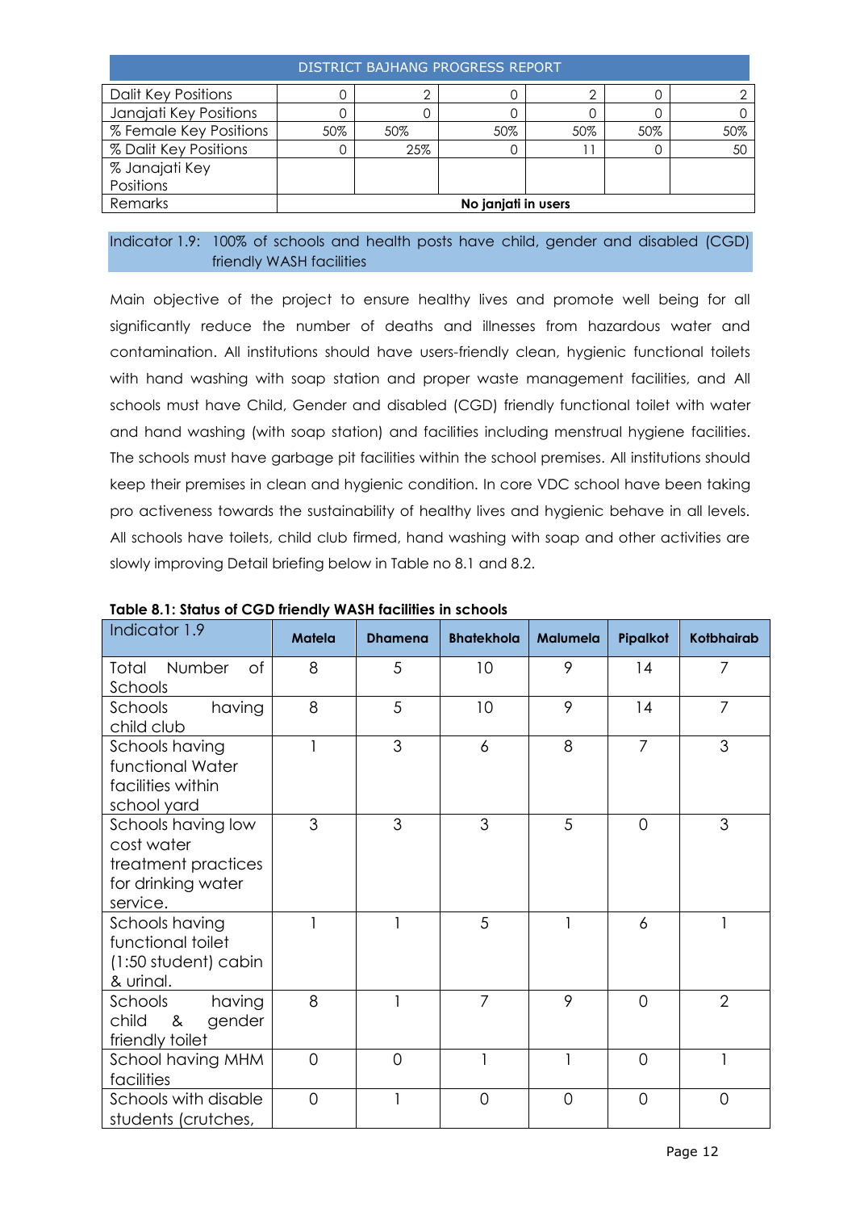| Dalit Key Positions | 0 | 2 | 0 | 2 | 0 | 2 |
|---|---|---|---|---|---|---|
| Janajati Key Positions | 0 | 0 | 0 | 0 | 0 | 0 |
| % Female Key Positions | 50% | 50% | 50% | 50% | 50% | 50% |
| % Dalit Key Positions | 0 | 25% | 0 | 11 | 0 | 50 |
| % Janajati Key Positions | | | | | | |
| Remarks | **No janjati in users** | | | | | |

Indicator 1.9: 100% of schools and health posts have child, gender and disabled (CGD) friendly WASH facilities

Main objective of the project to ensure healthy lives and promote well being for all significantly reduce the number of deaths and illnesses from hazardous water and contamination. All institutions should have users-friendly clean, hygienic functional toilets with hand washing with soap station and proper waste management facilities, and All schools must have Child, Gender and disabled (CGD) friendly functional toilet with water and hand washing (with soap station) and facilities including menstrual hygiene facilities. The schools must have garbage pit facilities within the school premises. All institutions should keep their premises in clean and hygienic condition. In core VDC school have been taking pro activeness towards the sustainability of healthy lives and hygienic behave in all levels. All schools have toilets, child club firmed, hand washing with soap and other activities are slowly improving Detail briefing below in Table no 8.1 and 8.2.

**Table 8.1: Status of CGD friendly WASH facilities in schools**

| Indicator 1.9 | **Matela** | **Dhamena** | **Bhatekhola** | **Malumela** | **Pipalkot** | **Kotbhairab** |
|---|---|---|---|---|---|---|
| Total Number of Schools | 8 | 5 | 10 | 9 | 14 | 7 |
| Schools having child club | 8 | 5 | 10 | 9 | 14 | 7 |
| Schools having functional Water facilities within school yard | 1 | 3 | 6 | 8 | 7 | 3 |
| Schools having low cost water treatment practices for drinking water service. | 3 | 3 | 3 | 5 | 0 | 3 |
| Schools having functional toilet (1:50 student) cabin & urinal. | 1 | 1 | 5 | 1 | 6 | 1 |
| Schools having child & gender friendly toilet | 8 | 1 | 7 | 9 | 0 | 2 |
| School having MHM facilities | 0 | 0 | 1 | 1 | 0 | 1 |
| Schools with disable students (crutches, | 0 | 1 | 0 | 0 | 0 | 0 |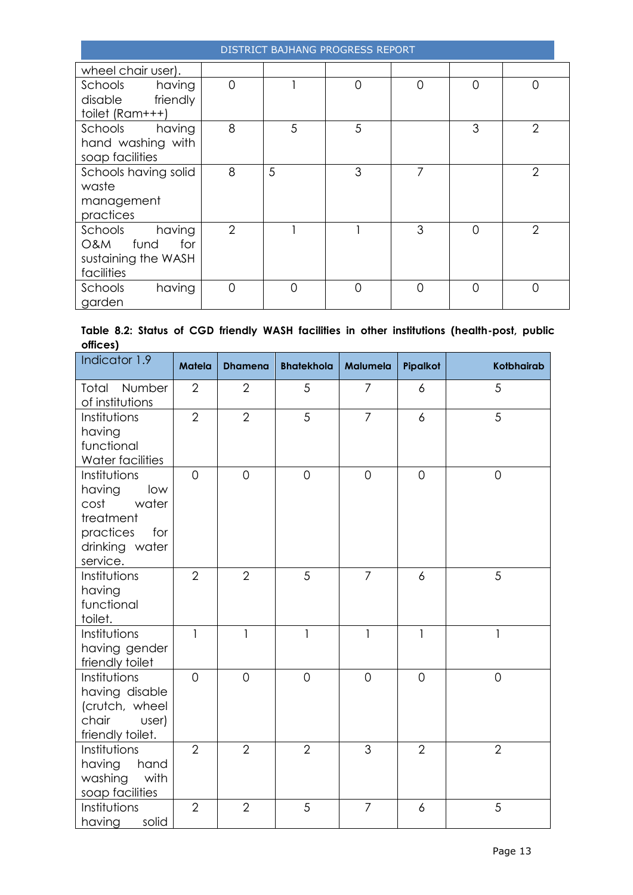| | | | | | | |
|---|---|---|---|---|---|---|
| wheel chair user). | | | | | | |
| Schools having disable friendly toilet (Ram+++) | 0 | 1 | 0 | 0 | 0 | 0 |
| Schools having hand washing with soap facilities | 8 | 5 | 5 | | 3 | 2 |
| Schools having solid waste management practices | 8 | 5 | 3 | 7 | | 2 |
| Schools having O&M fund for sustaining the WASH facilities | 2 | 1 | 1 | 3 | 0 | 2 |
| Schools having garden | 0 | 0 | 0 | 0 | 0 | 0 |

**Table 8.2: Status of CGD friendly WASH facilities in other institutions (health-post, public offices)**

| Indicator 1.9 | Matela | Dhamena | Bhatekhola | Malumela | Pipalkot | Kotbhairab |
|---|---|---|---|---|---|---|
| Total Number of institutions | 2 | 2 | 5 | 7 | 6 | 5 |
| Institutions having functional Water facilities | 2 | 2 | 5 | 7 | 6 | 5 |
| Institutions having low cost water treatment practices for drinking water service. | 0 | 0 | 0 | 0 | 0 | 0 |
| Institutions having functional toilet. | 2 | 2 | 5 | 7 | 6 | 5 |
| Institutions having gender friendly toilet | 1 | 1 | 1 | 1 | 1 | 1 |
| Institutions having disable (crutch, wheel chair user) friendly toilet. | 0 | 0 | 0 | 0 | 0 | 0 |
| Institutions having hand washing with soap facilities | 2 | 2 | 2 | 3 | 2 | 2 |
| Institutions having solid | 2 | 2 | 5 | 7 | 6 | 5 |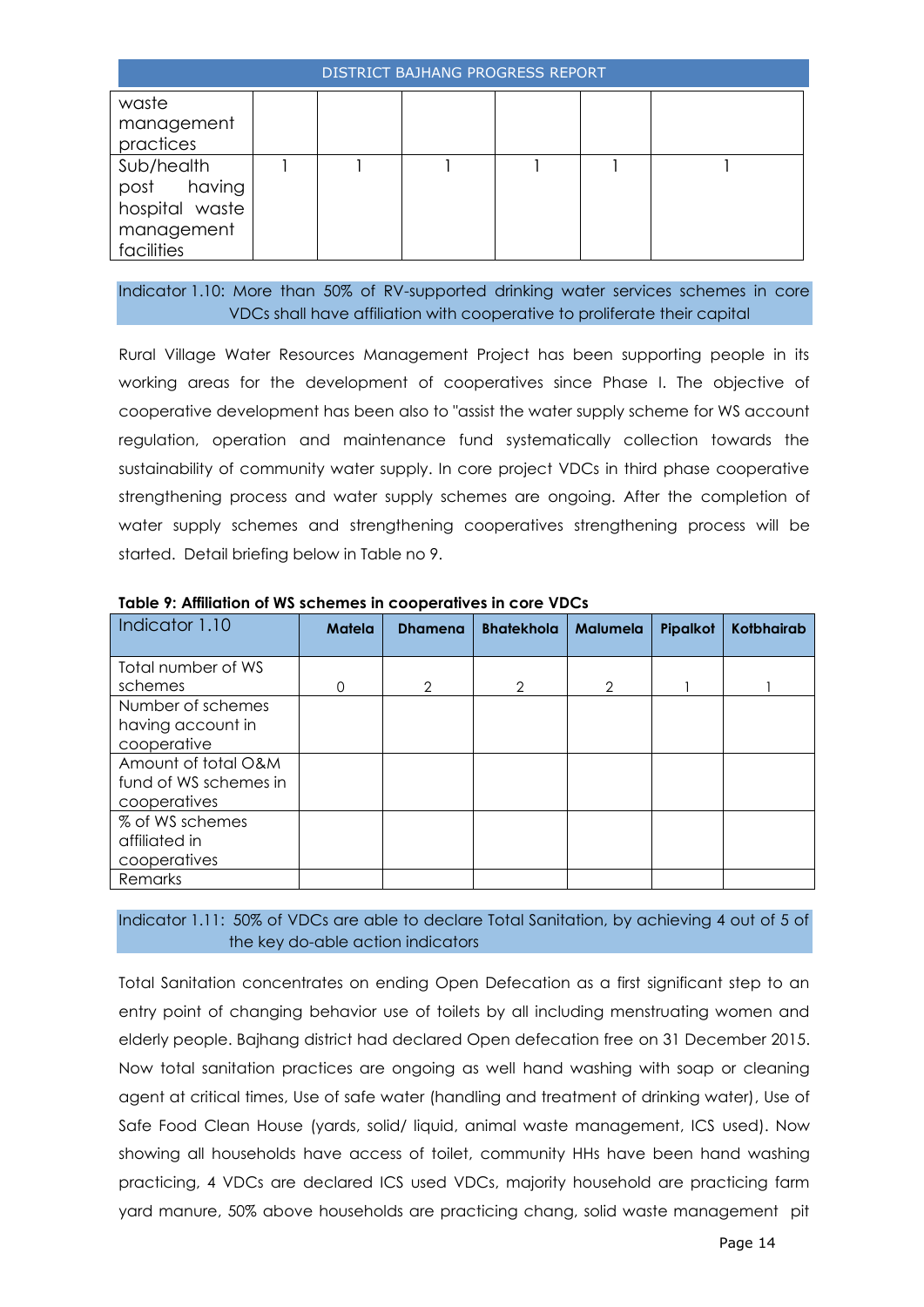| waste management practices | | | | | | |
|---|---|---|---|---|---|---|
| Sub/health post having hospital waste management facilities | 1 | 1 | 1 | 1 | 1 | 1 |

Indicator 1.10: More than 50% of RV-supported drinking water services schemes in core VDCs shall have affiliation with cooperative to proliferate their capital

Rural Village Water Resources Management Project has been supporting people in its working areas for the development of cooperatives since Phase I. The objective of cooperative development has been also to "assist the water supply scheme for WS account regulation, operation and maintenance fund systematically collection towards the sustainability of community water supply. In core project VDCs in third phase cooperative strengthening process and water supply schemes are ongoing. After the completion of water supply schemes and strengthening cooperatives strengthening process will be started. Detail briefing below in Table no 9.

**Table 9: Affiliation of WS schemes in cooperatives in core VDCs**

| Indicator 1.10 | **Matela** | **Dhamena** | **Bhatekhola** | **Malumela** | **Pipalkot** | **Kotbhairab** |
|---|---|---|---|---|---|---|
| Total number of WS schemes | 0 | 2 | 2 | 2 | 1 | 1 |
| Number of schemes having account in cooperative | | | | | | |
| Amount of total O&M fund of WS schemes in cooperatives | | | | | | |
| % of WS schemes affiliated in cooperatives | | | | | | |
| Remarks | | | | | | |

Indicator 1.11: 50% of VDCs are able to declare Total Sanitation, by achieving 4 out of 5 of the key do-able action indicators

Total Sanitation concentrates on ending Open Defecation as a first significant step to an entry point of changing behavior use of toilets by all including menstruating women and elderly people. Bajhang district had declared Open defecation free on 31 December 2015. Now total sanitation practices are ongoing as well hand washing with soap or cleaning agent at critical times, Use of safe water (handling and treatment of drinking water), Use of Safe Food Clean House (yards, solid/ liquid, animal waste management, ICS used). Now showing all households have access of toilet, community HHs have been hand washing practicing, 4 VDCs are declared ICS used VDCs, majority household are practicing farm yard manure, 50% above households are practicing chang, solid waste management pit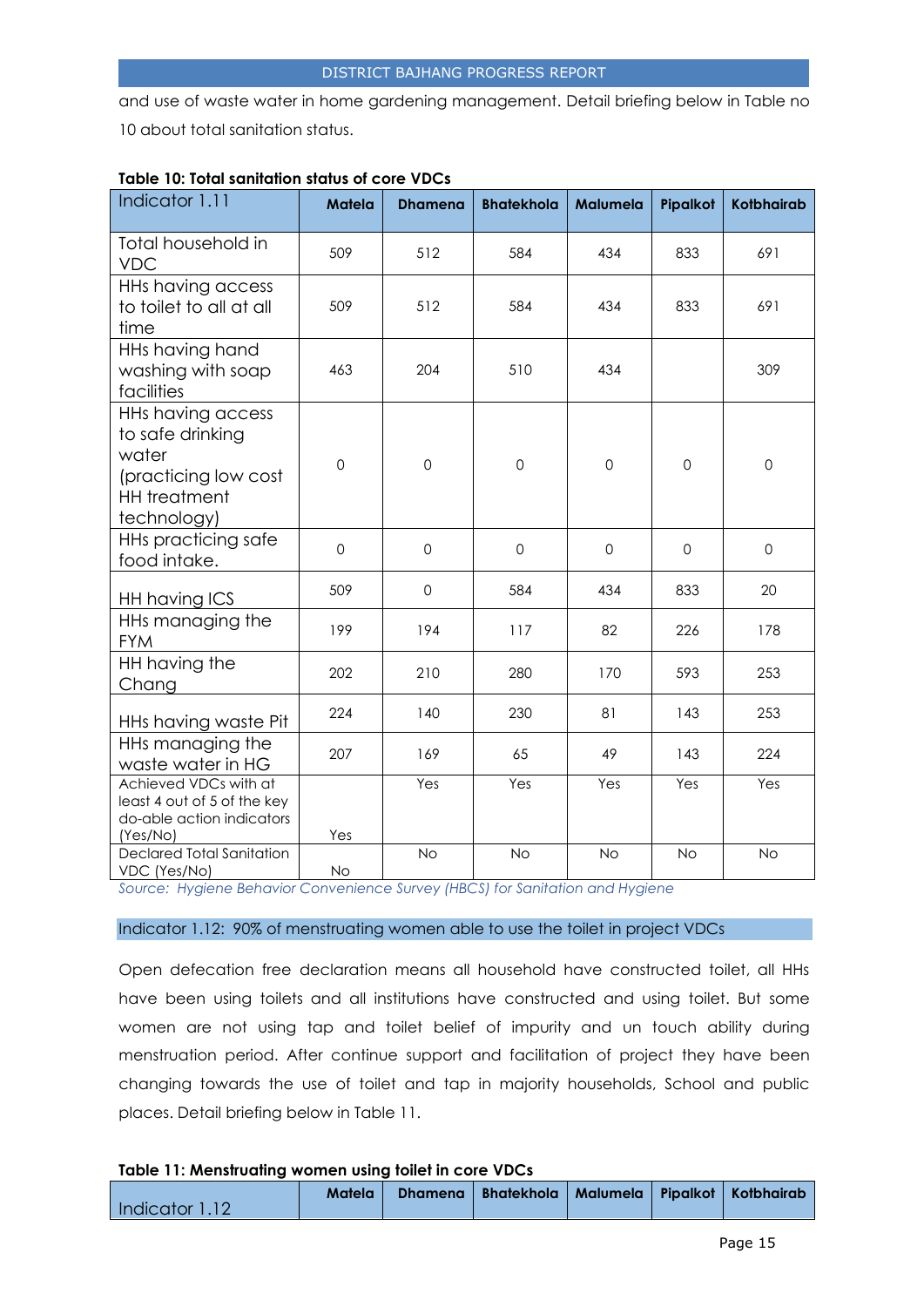and use of waste water in home gardening management. Detail briefing below in Table no 10 about total sanitation status.

**Table 10: Total sanitation status of core VDCs**

| Indicator 1.11 | Matela | Dhamena | Bhatekhola | Malumela | Pipalkot | Kotbhairab |
|---|---|---|---|---|---|---|
| Total household in VDC | 509 | 512 | 584 | 434 | 833 | 691 |
| HHs having access to toilet to all at all time | 509 | 512 | 584 | 434 | 833 | 691 |
| HHs having hand washing with soap facilities | 463 | 204 | 510 | 434 | | 309 |
| HHs having access to safe drinking water (practicing low cost HH treatment technology) | 0 | 0 | 0 | 0 | 0 | 0 |
| HHs practicing safe food intake. | 0 | 0 | 0 | 0 | 0 | 0 |
| HH having ICS | 509 | 0 | 584 | 434 | 833 | 20 |
| HHs managing the FYM | 199 | 194 | 117 | 82 | 226 | 178 |
| HH having the Chang | 202 | 210 | 280 | 170 | 593 | 253 |
| HHs having waste Pit | 224 | 140 | 230 | 81 | 143 | 253 |
| HHs managing the waste water in HG | 207 | 169 | 65 | 49 | 143 | 224 |
| Achieved VDCs with at least 4 out of 5 of the key do-able action indicators (Yes/No) | Yes | Yes | Yes | Yes | Yes | Yes |
| Declared Total Sanitation VDC (Yes/No) | No | No | No | No | No | No |

*Source: Hygiene Behavior Convenience Survey (HBCS) for Sanitation and Hygiene*

Indicator 1.12: 90% of menstruating women able to use the toilet in project VDCs

Open defecation free declaration means all household have constructed toilet, all HHs have been using toilets and all institutions have constructed and using toilet. But some women are not using tap and toilet belief of impurity and un touch ability during menstruation period. After continue support and facilitation of project they have been changing towards the use of toilet and tap in majority households, School and public places. Detail briefing below in Table 11.

**Table 11: Menstruating women using toilet in core VDCs**

| Indicator 1.12 | Matela | Dhamena | Bhatekhola | Malumela | Pipalkot | Kotbhairab |
|---|---|---|---|---|---|---|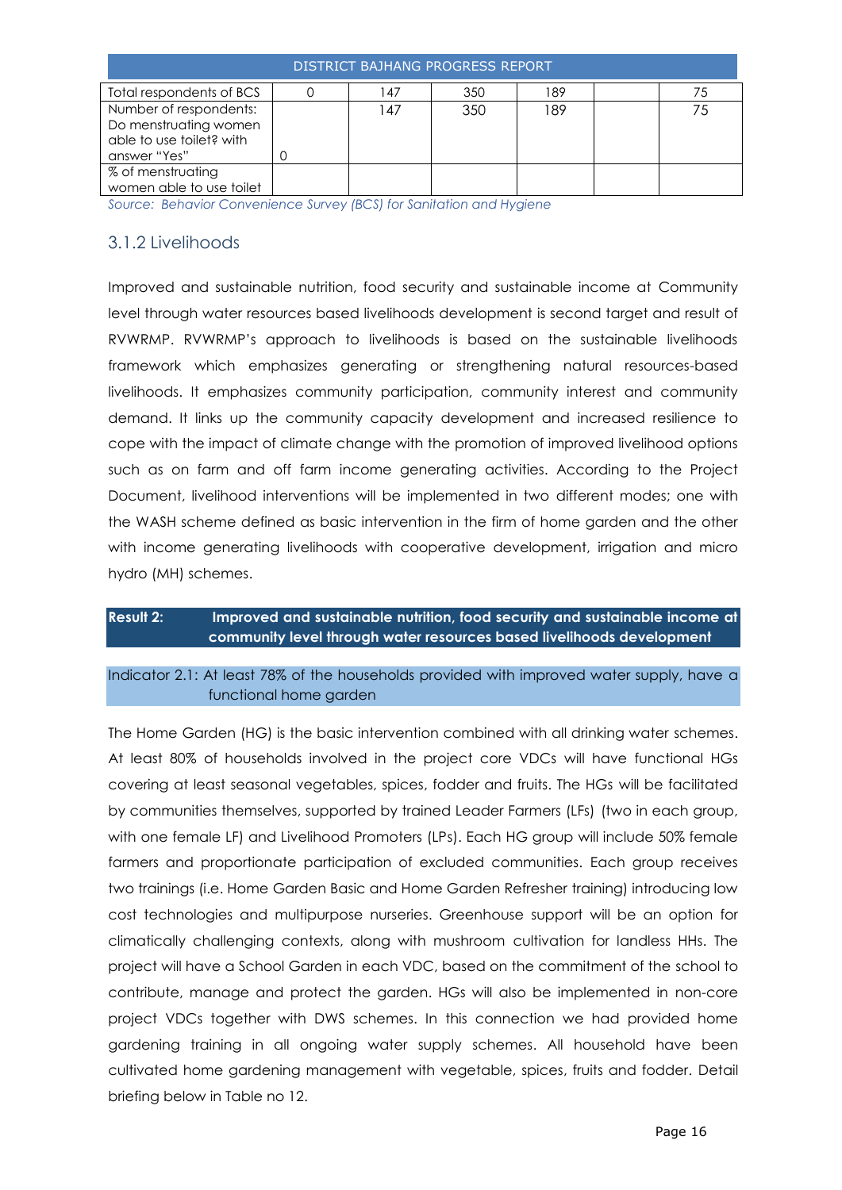| Total respondents of BCS | 0 | 147 | 350 | 189 | | 75 |
|---|---|---|---|---|---|---|
| Number of respondents: Do menstruating women able to use toilet? with answer "Yes" | 0 | 147 | 350 | 189 | | 75 |
| % of menstruating women able to use toilet | | | | | | |

*Source: Behavior Convenience Survey (BCS) for Sanitation and Hygiene*

### 3.1.2 Livelihoods

Improved and sustainable nutrition, food security and sustainable income at Community level through water resources based livelihoods development is second target and result of RVWRMP. RVWRMP's approach to livelihoods is based on the sustainable livelihoods framework which emphasizes generating or strengthening natural resources-based livelihoods. It emphasizes community participation, community interest and community demand. It links up the community capacity development and increased resilience to cope with the impact of climate change with the promotion of improved livelihood options such as on farm and off farm income generating activities. According to the Project Document, livelihood interventions will be implemented in two different modes; one with the WASH scheme defined as basic intervention in the firm of home garden and the other with income generating livelihoods with cooperative development, irrigation and micro hydro (MH) schemes.

**Result 2: Improved and sustainable nutrition, food security and sustainable income at community level through water resources based livelihoods development**

Indicator 2.1: At least 78% of the households provided with improved water supply, have a functional home garden

The Home Garden (HG) is the basic intervention combined with all drinking water schemes. At least 80% of households involved in the project core VDCs will have functional HGs covering at least seasonal vegetables, spices, fodder and fruits. The HGs will be facilitated by communities themselves, supported by trained Leader Farmers (LFs) (two in each group, with one female LF) and Livelihood Promoters (LPs). Each HG group will include 50% female farmers and proportionate participation of excluded communities. Each group receives two trainings (i.e. Home Garden Basic and Home Garden Refresher training) introducing low cost technologies and multipurpose nurseries. Greenhouse support will be an option for climatically challenging contexts, along with mushroom cultivation for landless HHs. The project will have a School Garden in each VDC, based on the commitment of the school to contribute, manage and protect the garden. HGs will also be implemented in non-core project VDCs together with DWS schemes. In this connection we had provided home gardening training in all ongoing water supply schemes. All household have been cultivated home gardening management with vegetable, spices, fruits and fodder. Detail briefing below in Table no 12.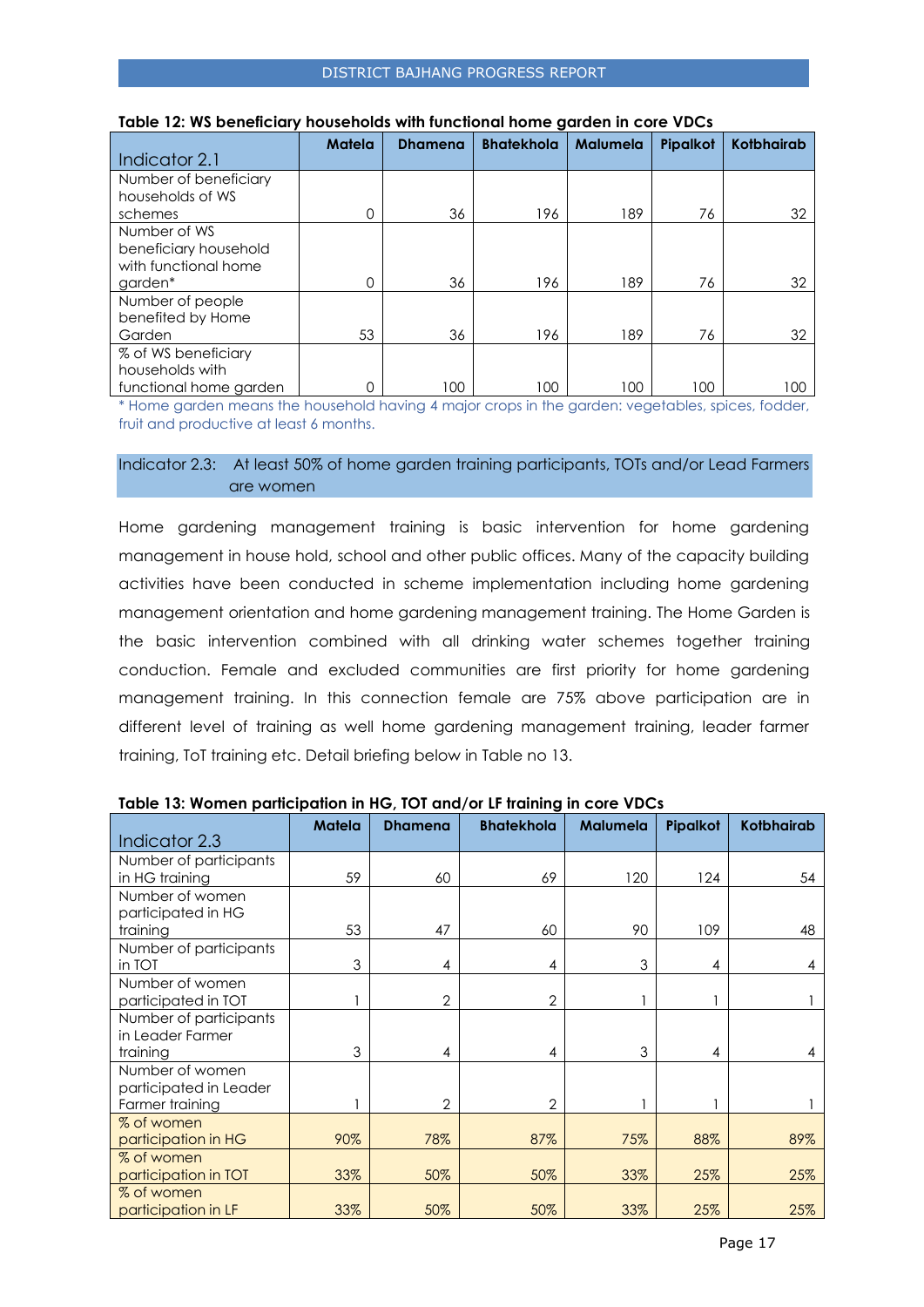**Table 12: WS beneficiary households with functional home garden in core VDCs**

| Indicator 2.1 | Matela | Dhamena | Bhatekhola | Malumela | Pipalkot | Kotbhairab |
|---|---|---|---|---|---|---|
| Number of beneficiary households of WS schemes | 0 | 36 | 196 | 189 | 76 | 32 |
| Number of WS beneficiary household with functional home garden* | 0 | 36 | 196 | 189 | 76 | 32 |
| Number of people benefited by Home Garden | 53 | 36 | 196 | 189 | 76 | 32 |
| % of WS beneficiary households with functional home garden | 0 | 100 | 100 | 100 | 100 | 100 |

* Home garden means the household having 4 major crops in the garden: vegetables, spices, fodder, fruit and productive at least 6 months.

Indicator 2.3: At least 50% of home garden training participants, TOTs and/or Lead Farmers are women

Home gardening management training is basic intervention for home gardening management in house hold, school and other public offices. Many of the capacity building activities have been conducted in scheme implementation including home gardening management orientation and home gardening management training. The Home Garden is the basic intervention combined with all drinking water schemes together training conduction. Female and excluded communities are first priority for home gardening management training. In this connection female are 75% above participation are in different level of training as well home gardening management training, leader farmer training, ToT training etc. Detail briefing below in Table no 13.

**Table 13: Women participation in HG, TOT and/or LF training in core VDCs**

| Indicator 2.3 | Matela | Dhamena | Bhatekhola | Malumela | Pipalkot | Kotbhairab |
|---|---|---|---|---|---|---|
| Number of participants in HG training | 59 | 60 | 69 | 120 | 124 | 54 |
| Number of women participated in HG training | 53 | 47 | 60 | 90 | 109 | 48 |
| Number of participants in TOT | 3 | 4 | 4 | 3 | 4 | 4 |
| Number of women participated in TOT | 1 | 2 | 2 | 1 | 1 | 1 |
| Number of participants in Leader Farmer training | 3 | 4 | 4 | 3 | 4 | 4 |
| Number of women participated in Leader Farmer training | 1 | 2 | 2 | 1 | 1 | 1 |
| % of women participation in HG | 90% | 78% | 87% | 75% | 88% | 89% |
| % of women participation in TOT | 33% | 50% | 50% | 33% | 25% | 25% |
| % of women participation in LF | 33% | 50% | 50% | 33% | 25% | 25% |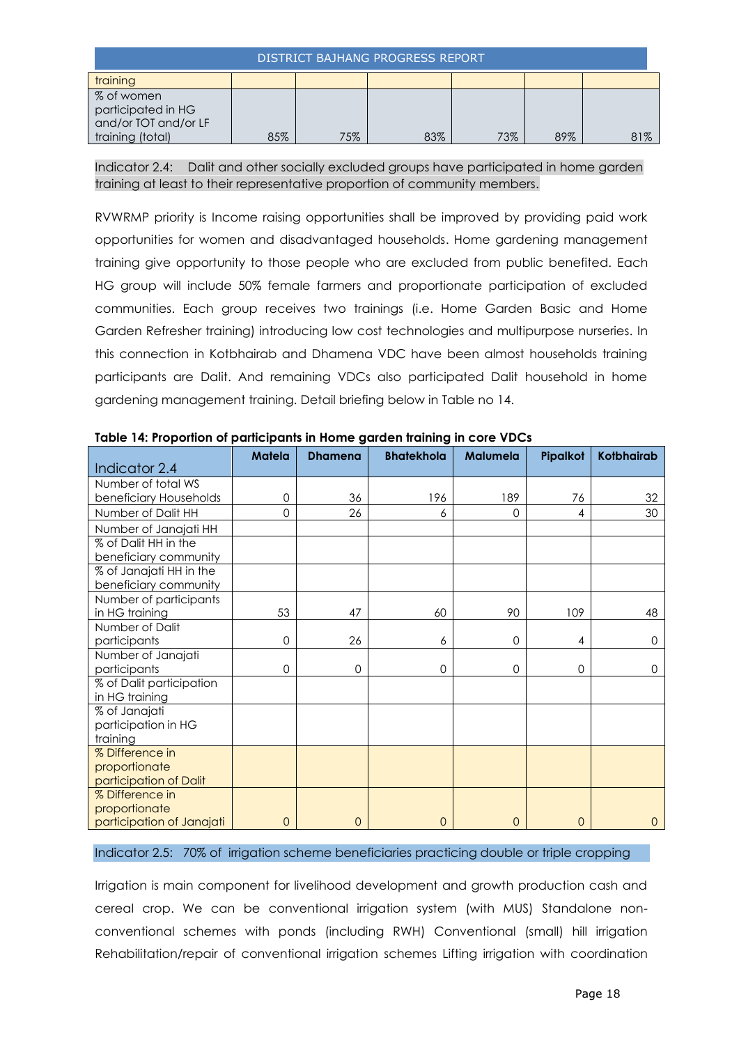| training | | | | | | |
|---|---|---|---|---|---|---|
| % of women participated in HG and/or TOT and/or LF training (total) | 85% | 75% | 83% | 73% | 89% | 81% |

Indicator 2.4: Dalit and other socially excluded groups have participated in home garden training at least to their representative proportion of community members.

RVWRMP priority is Income raising opportunities shall be improved by providing paid work opportunities for women and disadvantaged households. Home gardening management training give opportunity to those people who are excluded from public benefited. Each HG group will include 50% female farmers and proportionate participation of excluded communities. Each group receives two trainings (i.e. Home Garden Basic and Home Garden Refresher training) introducing low cost technologies and multipurpose nurseries. In this connection in Kotbhairab and Dhamena VDC have been almost households training participants are Dalit. And remaining VDCs also participated Dalit household in home gardening management training. Detail briefing below in Table no 14.

**Table 14: Proportion of participants in Home garden training in core VDCs**

| Indicator 2.4 | Matela | Dhamena | Bhatekhola | Malumela | Pipalkot | Kotbhairab |
|---|---|---|---|---|---|---|
| Number of total WS beneficiary Households | 0 | 36 | 196 | 189 | 76 | 32 |
| Number of Dalit HH | 0 | 26 | 6 | 0 | 4 | 30 |
| Number of Janajati HH | | | | | | |
| % of Dalit HH in the beneficiary community | | | | | | |
| % of Janajati HH in the beneficiary community | | | | | | |
| Number of participants in HG training | 53 | 47 | 60 | 90 | 109 | 48 |
| Number of Dalit participants | 0 | 26 | 6 | 0 | 4 | 0 |
| Number of Janajati participants | 0 | 0 | 0 | 0 | 0 | 0 |
| % of Dalit participation in HG training | | | | | | |
| % of Janajati participation in HG training | | | | | | |
| % Difference in proportionate participation of Dalit | | | | | | |
| % Difference in proportionate participation of Janajati | 0 | 0 | 0 | 0 | 0 | 0 |

Indicator 2.5: 70% of irrigation scheme beneficiaries practicing double or triple cropping

Irrigation is main component for livelihood development and growth production cash and cereal crop. We can be conventional irrigation system (with MUS) Standalone non-conventional schemes with ponds (including RWH) Conventional (small) hill irrigation Rehabilitation/repair of conventional irrigation schemes Lifting irrigation with coordination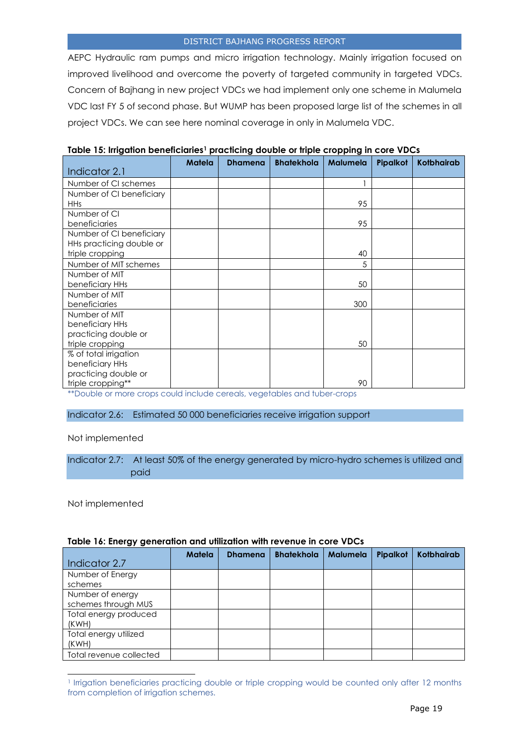AEPC Hydraulic ram pumps and micro irrigation technology. Mainly irrigation focused on improved livelihood and overcome the poverty of targeted community in targeted VDCs. Concern of Bajhang in new project VDCs we had implement only one scheme in Malumela VDC last FY 5 of second phase. But WUMP has been proposed large list of the schemes in all project VDCs. We can see here nominal coverage in only in Malumela VDC.

**Table 15: Irrigation beneficiaries[1] practicing double or triple cropping in core VDCs**

| Indicator 2.1 | Matela | Dhamena | Bhatekhola | Malumela | Pipalkot | Kotbhairab |
|---|---|---|---|---|---|---|
| Number of CI schemes | | | | 1 | | |
| Number of CI beneficiary HHs | | | | 95 | | |
| Number of CI beneficiaries | | | | 95 | | |
| Number of CI beneficiary HHs practicing double or triple cropping | | | | 40 | | |
| Number of MIT schemes | | | | 5 | | |
| Number of MIT beneficiary HHs | | | | 50 | | |
| Number of MIT beneficiaries | | | | 300 | | |
| Number of MIT beneficiary HHs practicing double or triple cropping | | | | 50 | | |
| % of total irrigation beneficiary HHs practicing double or triple cropping** | | | | 90 | | |

**Double or more crops could include cereals, vegetables and tuber-crops

## Indicator 2.6: Estimated 50 000 beneficiaries receive irrigation support

Not implemented

## Indicator 2.7: At least 50% of the energy generated by micro-hydro schemes is utilized and paid

Not implemented

**Table 16: Energy generation and utilization with revenue in core VDCs**

| Indicator 2.7 | Matela | Dhamena | Bhatekhola | Malumela | Pipalkot | Kotbhairab |
|---|---|---|---|---|---|---|
| Number of Energy schemes | | | | | | |
| Number of energy schemes through MUS | | | | | | |
| Total energy produced (KWH) | | | | | | |
| Total energy utilized (KWH) | | | | | | |
| Total revenue collected | | | | | | |

[1] Irrigation beneficiaries practicing double or triple cropping would be counted only after 12 months from completion of irrigation schemes.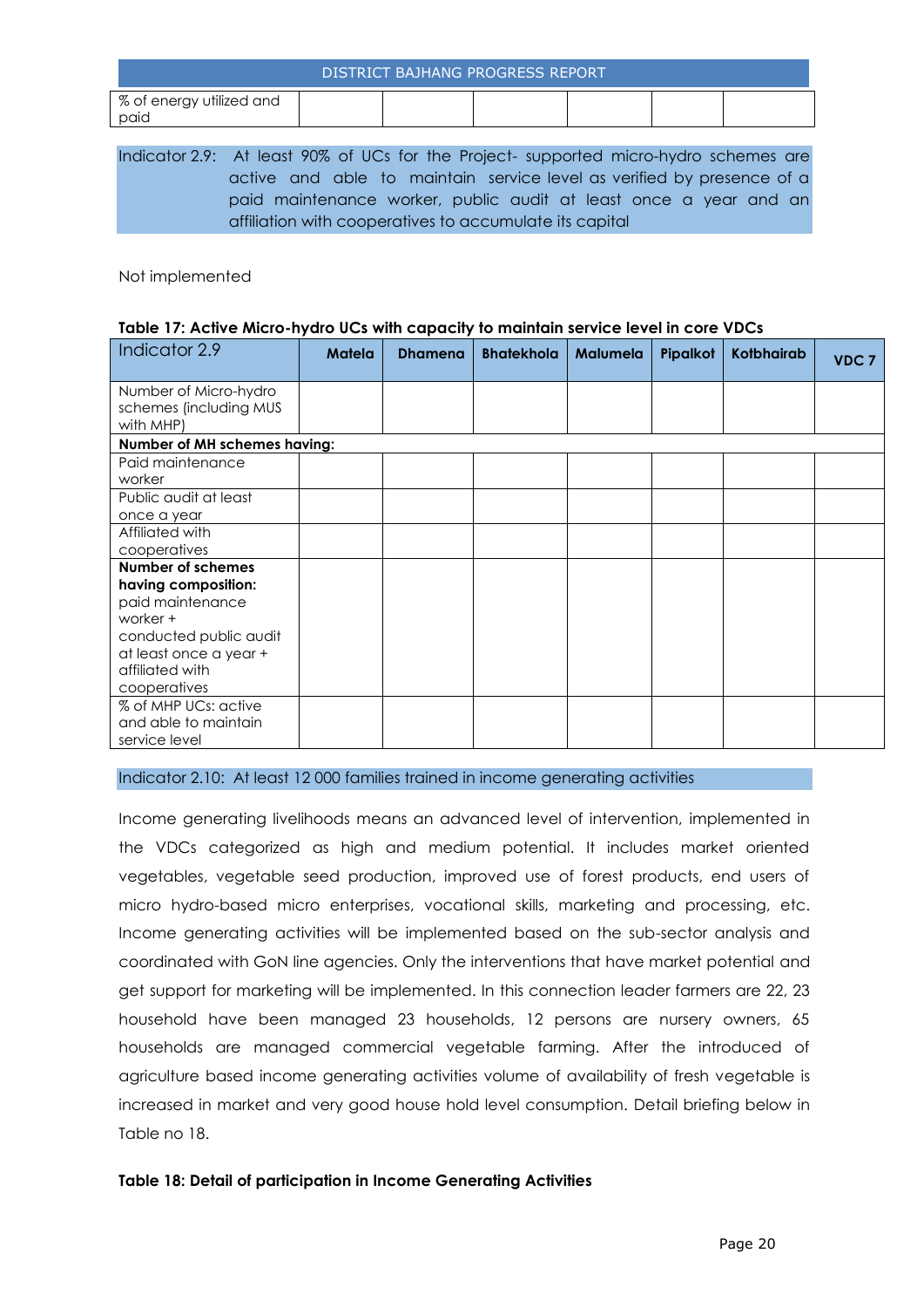| % of energy utilized and paid | | | | | | |
|---|---|---|---|---|---|---|

Indicator 2.9: At least 90% of UCs for the Project- supported micro-hydro schemes are active and able to maintain service level as verified by presence of a paid maintenance worker, public audit at least once a year and an affiliation with cooperatives to accumulate its capital

Not implemented

**Table 17: Active Micro-hydro UCs with capacity to maintain service level in core VDCs**

| Indicator 2.9 | **Matela** | **Dhamena** | **Bhatekhola** | **Malumela** | **Pipalkot** | **Kotbhairab** | **VDC 7** |
|---|---|---|---|---|---|---|---|
| Number of Micro-hydro schemes (including MUS with MHP) | | | | | | | |
| **Number of MH schemes having:** | | | | | | | |
| Paid maintenance worker | | | | | | | |
| Public audit at least once a year | | | | | | | |
| Affiliated with cooperatives | | | | | | | |
| **Number of schemes having composition:** paid maintenance worker + conducted public audit at least once a year + affiliated with cooperatives | | | | | | | |
| % of MHP UCs: active and able to maintain service level | | | | | | | |

Indicator 2.10: At least 12 000 families trained in income generating activities

Income generating livelihoods means an advanced level of intervention, implemented in the VDCs categorized as high and medium potential. It includes market oriented vegetables, vegetable seed production, improved use of forest products, end users of micro hydro-based micro enterprises, vocational skills, marketing and processing, etc. Income generating activities will be implemented based on the sub-sector analysis and coordinated with GoN line agencies. Only the interventions that have market potential and get support for marketing will be implemented. In this connection leader farmers are 22, 23 household have been managed 23 households, 12 persons are nursery owners, 65 households are managed commercial vegetable farming. After the introduced of agriculture based income generating activities volume of availability of fresh vegetable is increased in market and very good house hold level consumption. Detail briefing below in Table no 18.

**Table 18: Detail of participation in Income Generating Activities**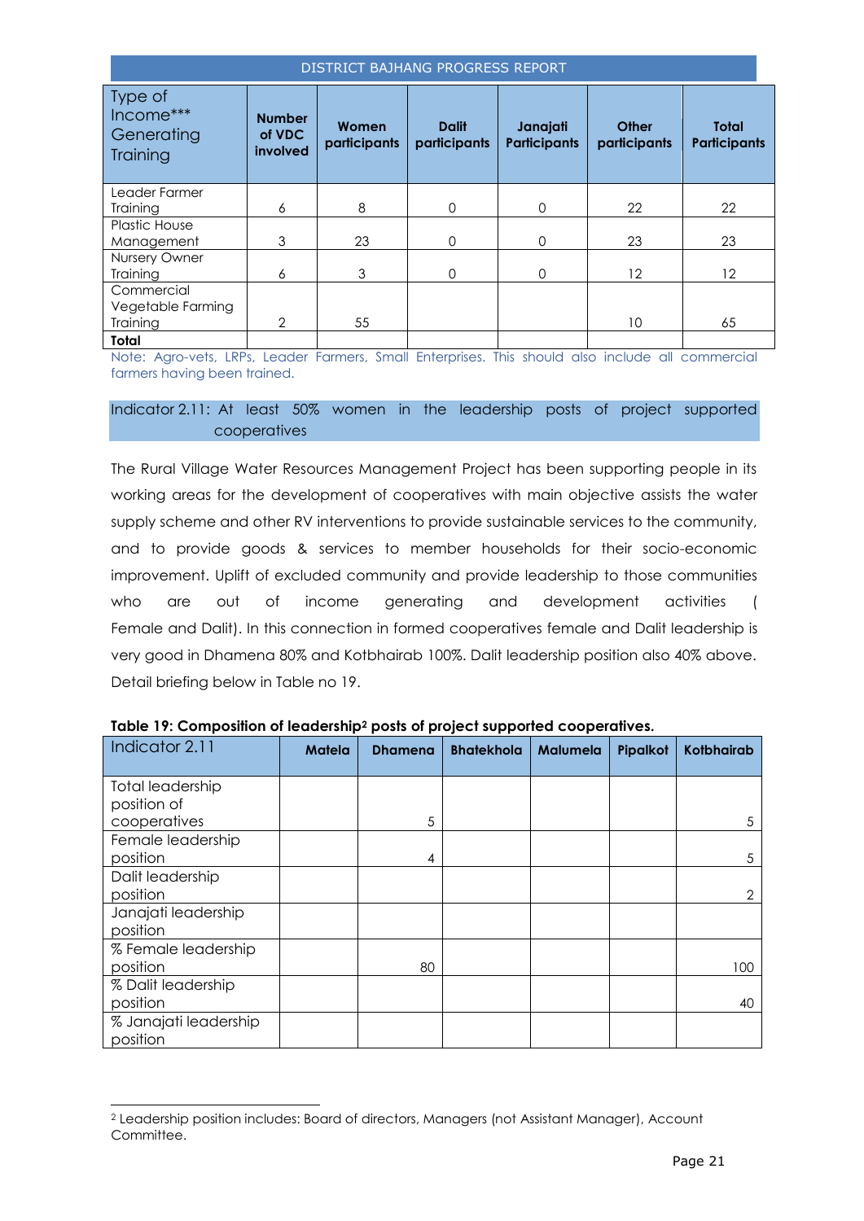| Type of Income*** Generating Training | Number of VDC involved | Women participants | Dalit participants | Janajati Participants | Other participants | Total Participants |
|---|---|---|---|---|---|---|
| Leader Farmer Training | 6 | 8 | 0 | 0 | 22 | 22 |
| Plastic House Management | 3 | 23 | 0 | 0 | 23 | 23 |
| Nursery Owner Training | 6 | 3 | 0 | 0 | 12 | 12 |
| Commercial Vegetable Farming Training | 2 | 55 | | | 10 | 65 |
| **Total** | | | | | | |

Note: Agro-vets, LRPs, Leader Farmers, Small Enterprises. This should also include all commercial farmers having been trained.

## Indicator 2.11: At least 50% women in the leadership posts of project supported cooperatives

The Rural Village Water Resources Management Project has been supporting people in its working areas for the development of cooperatives with main objective assists the water supply scheme and other RV interventions to provide sustainable services to the community, and to provide goods & services to member households for their socio-economic improvement. Uplift of excluded community and provide leadership to those communities who are out of income generating and development activities ( Female and Dalit). In this connection in formed cooperatives female and Dalit leadership is very good in Dhamena 80% and Kotbhairab 100%. Dalit leadership position also 40% above. Detail briefing below in Table no 19.

**Table 19: Composition of leadership[2] posts of project supported cooperatives.**

| Indicator 2.11 | Matela | Dhamena | Bhatekhola | Malumela | Pipalkot | Kotbhairab |
|---|---|---|---|---|---|---|
| Total leadership position of cooperatives | | 5 | | | | 5 |
| Female leadership position | | 4 | | | | 5 |
| Dalit leadership position | | | | | | 2 |
| Janajati leadership position | | | | | | |
| % Female leadership position | | 80 | | | | 100 |
| % Dalit leadership position | | | | | | 40 |
| % Janajati leadership position | | | | | | |

[2] Leadership position includes: Board of directors, Managers (not Assistant Manager), Account Committee.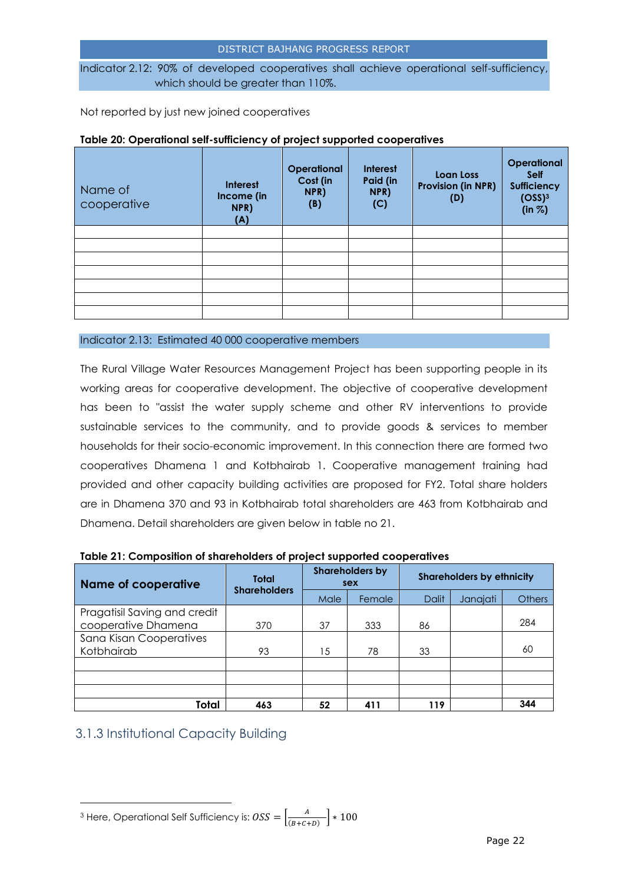Indicator 2.12: 90% of developed cooperatives shall achieve operational self-sufficiency, which should be greater than 110%.

Not reported by just new joined cooperatives

**Table 20: Operational self-sufficiency of project supported cooperatives**

| Name of cooperative | Interest Income (in NPR) (A) | Operational Cost (in NPR) (B) | Interest Paid (in NPR) (C) | Loan Loss Provision (in NPR) (D) | Operational Self Sufficiency (OSS)[3] (in %) |
|---|---|---|---|---|---|
| | | | | | |
| | | | | | |
| | | | | | |
| | | | | | |
| | | | | | |
| | | | | | |
| | | | | | |

Indicator 2.13: Estimated 40 000 cooperative members

The Rural Village Water Resources Management Project has been supporting people in its working areas for cooperative development. The objective of cooperative development has been to "assist the water supply scheme and other RV interventions to provide sustainable services to the community, and to provide goods & services to member households for their socio-economic improvement. In this connection there are formed two cooperatives Dhamena 1 and Kotbhairab 1. Cooperative management training had provided and other capacity building activities are proposed for FY2. Total share holders are in Dhamena 370 and 93 in Kotbhairab total shareholders are 463 from Kotbhairab and Dhamena. Detail shareholders are given below in table no 21.

**Table 21: Composition of shareholders of project supported cooperatives**

| Name of cooperative | Total Shareholders | Shareholders by sex | | Shareholders by ethnicity | | |
|---|---|---|---|---|---|---|
| | | Male | Female | Dalit | Janajati | Others |
| Pragatisil Saving and credit cooperative Dhamena | 370 | 37 | 333 | 86 | | 284 |
| Sana Kisan Cooperatives Kotbhairab | 93 | 15 | 78 | 33 | | 60 |
| | | | | | | |
| | | | | | | |
| | | | | | | |
| **Total** | **463** | **52** | **411** | **119** | | **344** |

## 3.1.3 Institutional Capacity Building

[3] Here, Operational Self Sufficiency is: $OSS = \left[\frac{A}{(B+C+D)}\right] * 100$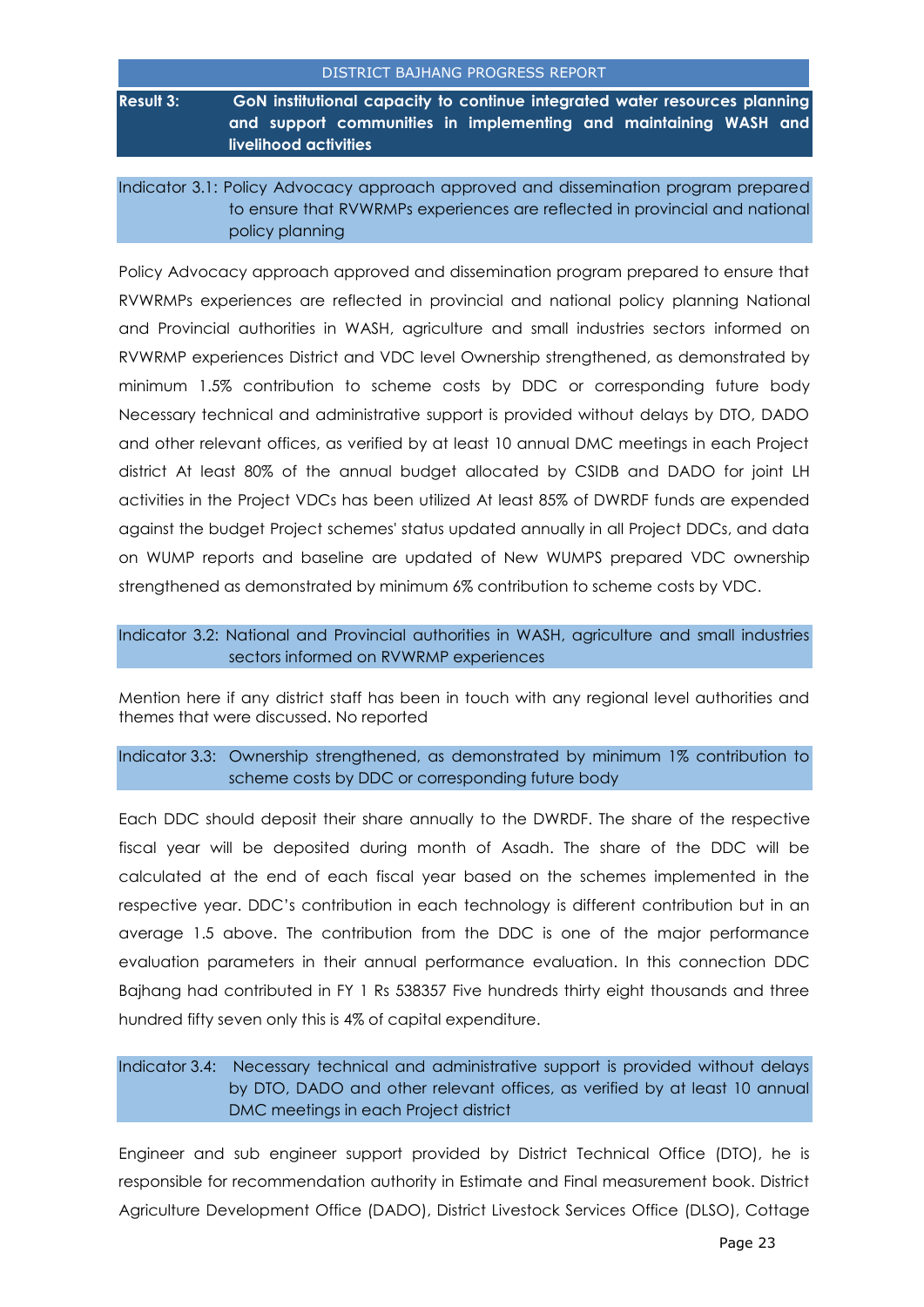## Result 3: GoN institutional capacity to continue integrated water resources planning and support communities in implementing and maintaining WASH and livelihood activities

### Indicator 3.1: Policy Advocacy approach approved and dissemination program prepared to ensure that RVWRMPs experiences are reflected in provincial and national policy planning

Policy Advocacy approach approved and dissemination program prepared to ensure that RVWRMPs experiences are reflected in provincial and national policy planning National and Provincial authorities in WASH, agriculture and small industries sectors informed on RVWRMP experiences District and VDC level Ownership strengthened, as demonstrated by minimum 1.5% contribution to scheme costs by DDC or corresponding future body Necessary technical and administrative support is provided without delays by DTO, DADO and other relevant offices, as verified by at least 10 annual DMC meetings in each Project district At least 80% of the annual budget allocated by CSIDB and DADO for joint LH activities in the Project VDCs has been utilized At least 85% of DWRDF funds are expended against the budget Project schemes' status updated annually in all Project DDCs, and data on WUMP reports and baseline are updated of New WUMPS prepared VDC ownership strengthened as demonstrated by minimum 6% contribution to scheme costs by VDC.

### Indicator 3.2: National and Provincial authorities in WASH, agriculture and small industries sectors informed on RVWRMP experiences

Mention here if any district staff has been in touch with any regional level authorities and themes that were discussed. No reported

### Indicator 3.3: Ownership strengthened, as demonstrated by minimum 1% contribution to scheme costs by DDC or corresponding future body

Each DDC should deposit their share annually to the DWRDF. The share of the respective fiscal year will be deposited during month of Asadh. The share of the DDC will be calculated at the end of each fiscal year based on the schemes implemented in the respective year. DDC's contribution in each technology is different contribution but in an average 1.5 above. The contribution from the DDC is one of the major performance evaluation parameters in their annual performance evaluation. In this connection DDC Bajhang had contributed in FY 1 Rs 538357 Five hundreds thirty eight thousands and three hundred fifty seven only this is 4% of capital expenditure.

### Indicator 3.4: Necessary technical and administrative support is provided without delays by DTO, DADO and other relevant offices, as verified by at least 10 annual DMC meetings in each Project district

Engineer and sub engineer support provided by District Technical Office (DTO), he is responsible for recommendation authority in Estimate and Final measurement book. District Agriculture Development Office (DADO), District Livestock Services Office (DLSO), Cottage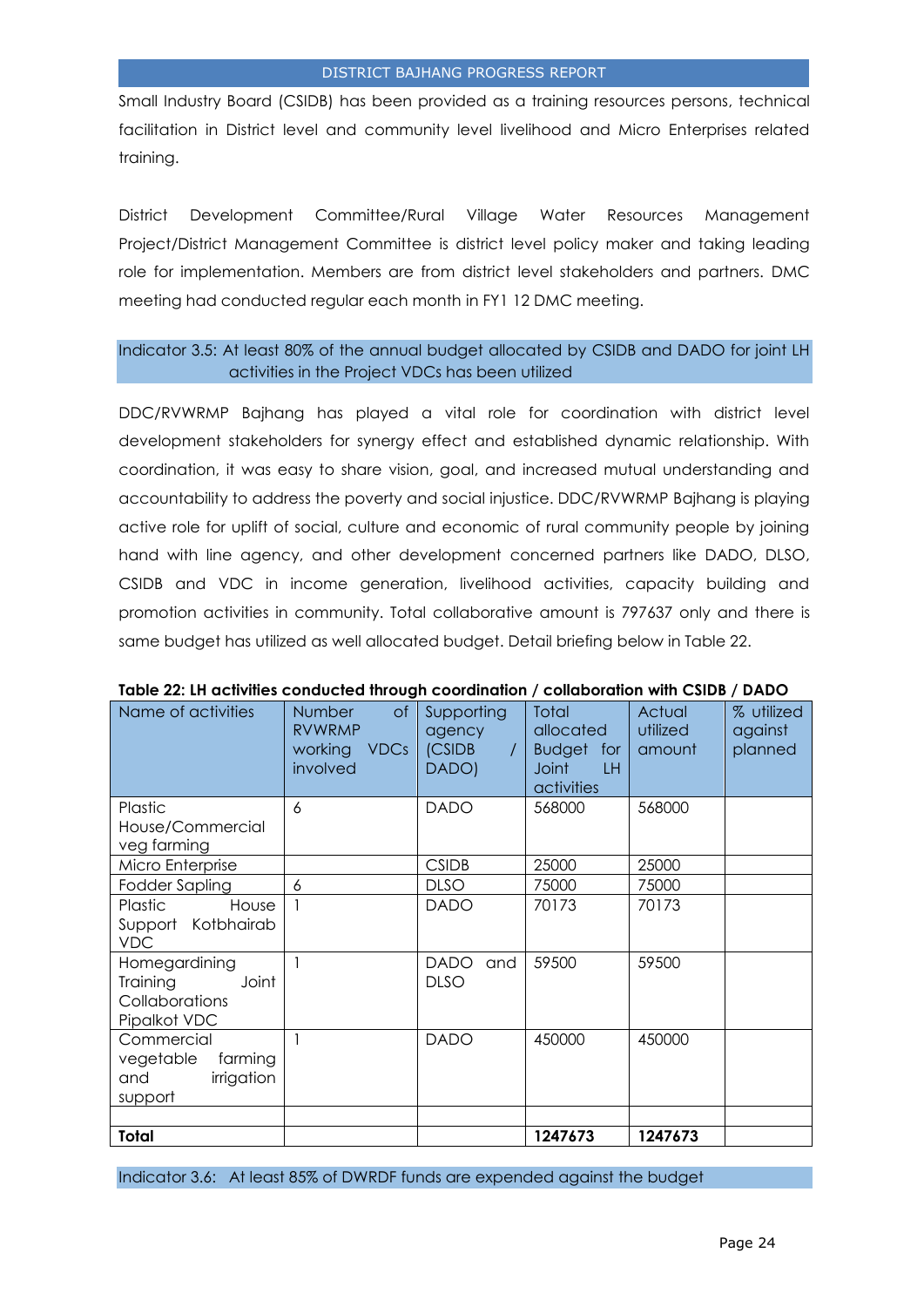Small Industry Board (CSIDB) has been provided as a training resources persons, technical facilitation in District level and community level livelihood and Micro Enterprises related training.

District Development Committee/Rural Village Water Resources Management Project/District Management Committee is district level policy maker and taking leading role for implementation. Members are from district level stakeholders and partners. DMC meeting had conducted regular each month in FY1 12 DMC meeting.

### Indicator 3.5: At least 80% of the annual budget allocated by CSIDB and DADO for joint LH activities in the Project VDCs has been utilized

DDC/RVWRMP Bajhang has played a vital role for coordination with district level development stakeholders for synergy effect and established dynamic relationship. With coordination, it was easy to share vision, goal, and increased mutual understanding and accountability to address the poverty and social injustice. DDC/RVWRMP Bajhang is playing active role for uplift of social, culture and economic of rural community people by joining hand with line agency, and other development concerned partners like DADO, DLSO, CSIDB and VDC in income generation, livelihood activities, capacity building and promotion activities in community. Total collaborative amount is 797637 only and there is same budget has utilized as well allocated budget. Detail briefing below in Table 22.

**Table 22: LH activities conducted through coordination / collaboration with CSIDB / DADO**

| Name of activities | Number of RVWRMP working VDCs involved | Supporting agency (CSIDB / DADO) | Total allocated Budget for Joint LH activities | Actual utilized amount | % utilized against planned |
|---|---|---|---|---|---|
| Plastic House/Commercial veg farming | 6 | DADO | 568000 | 568000 | |
| Micro Enterprise | | CSIDB | 25000 | 25000 | |
| Fodder Sapling | 6 | DLSO | 75000 | 75000 | |
| Plastic House Support Kotbhairab VDC | 1 | DADO | 70173 | 70173 | |
| Homegardining Training Joint Collaborations Pipalkot VDC | 1 | DADO and DLSO | 59500 | 59500 | |
| Commercial vegetable farming and irrigation support | 1 | DADO | 450000 | 450000 | |
| | | | | | |
| **Total** | | | **1247673** | **1247673** | |

### Indicator 3.6: At least 85% of DWRDF funds are expended against the budget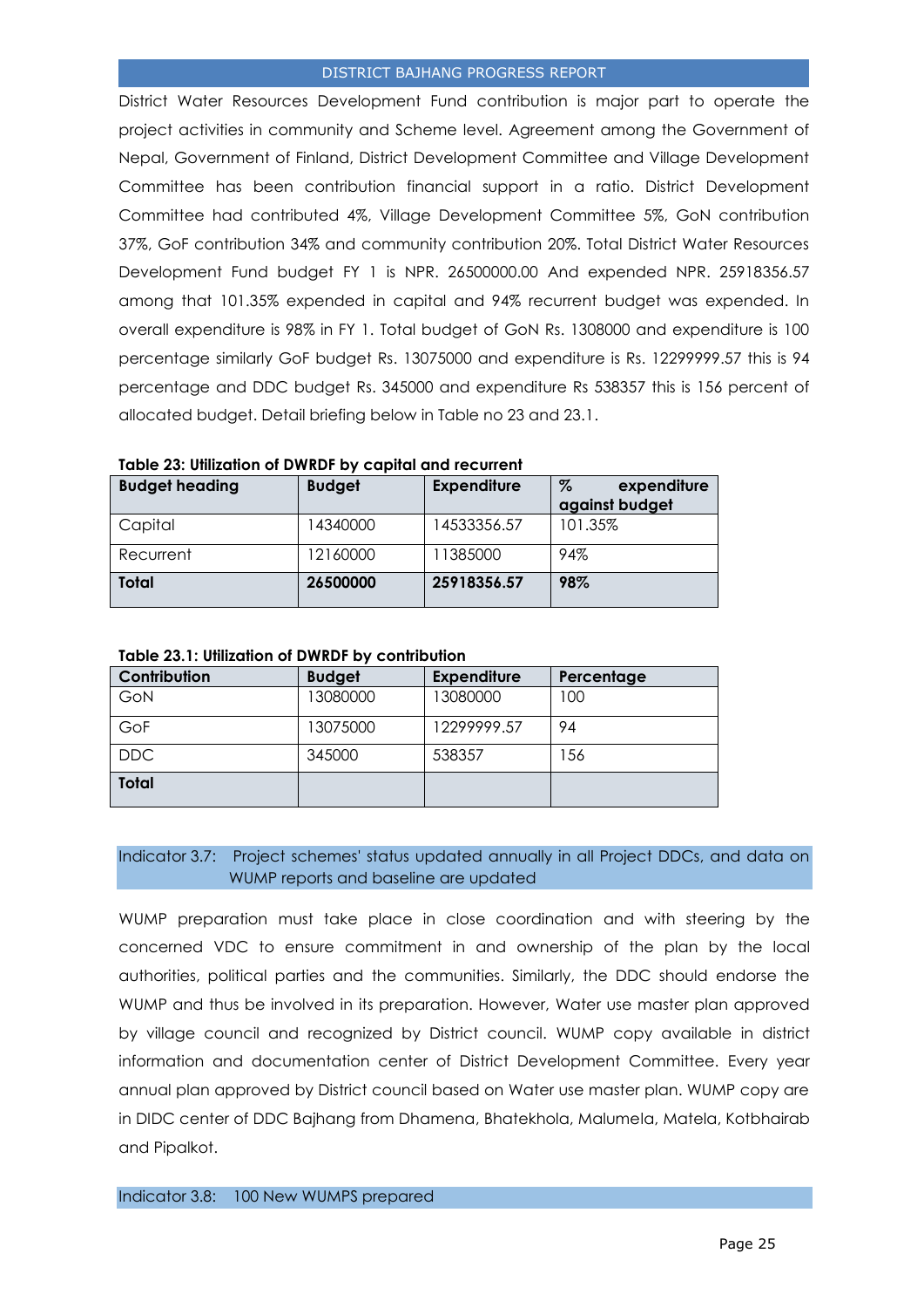District Water Resources Development Fund contribution is major part to operate the project activities in community and Scheme level. Agreement among the Government of Nepal, Government of Finland, District Development Committee and Village Development Committee has been contribution financial support in a ratio. District Development Committee had contributed 4%, Village Development Committee 5%, GoN contribution 37%, GoF contribution 34% and community contribution 20%. Total District Water Resources Development Fund budget FY 1 is NPR. 26500000.00 And expended NPR. 25918356.57 among that 101.35% expended in capital and 94% recurrent budget was expended. In overall expenditure is 98% in FY 1. Total budget of GoN Rs. 1308000 and expenditure is 100 percentage similarly GoF budget Rs. 13075000 and expenditure is Rs. 12299999.57 this is 94 percentage and DDC budget Rs. 345000 and expenditure Rs 538357 this is 156 percent of allocated budget. Detail briefing below in Table no 23 and 23.1.

**Table 23: Utilization of DWRDF by capital and recurrent**

| Budget heading | Budget | Expenditure | % expenditure against budget |
|---|---|---|---|
| Capital | 14340000 | 14533356.57 | 101.35% |
| Recurrent | 12160000 | 11385000 | 94% |
| **Total** | **26500000** | **25918356.57** | **98%** |

**Table 23.1: Utilization of DWRDF by contribution**

| Contribution | Budget | Expenditure | Percentage |
|---|---|---|---|
| GoN | 13080000 | 13080000 | 100 |
| GoF | 13075000 | 12299999.57 | 94 |
| DDC | 345000 | 538357 | 156 |
| **Total** | | | |

Indicator 3.7: Project schemes' status updated annually in all Project DDCs, and data on WUMP reports and baseline are updated

WUMP preparation must take place in close coordination and with steering by the concerned VDC to ensure commitment in and ownership of the plan by the local authorities, political parties and the communities. Similarly, the DDC should endorse the WUMP and thus be involved in its preparation. However, Water use master plan approved by village council and recognized by District council. WUMP copy available in district information and documentation center of District Development Committee. Every year annual plan approved by District council based on Water use master plan. WUMP copy are in DIDC center of DDC Bajhang from Dhamena, Bhatekhola, Malumela, Matela, Kotbhairab and Pipalkot.

Indicator 3.8: 100 New WUMPS prepared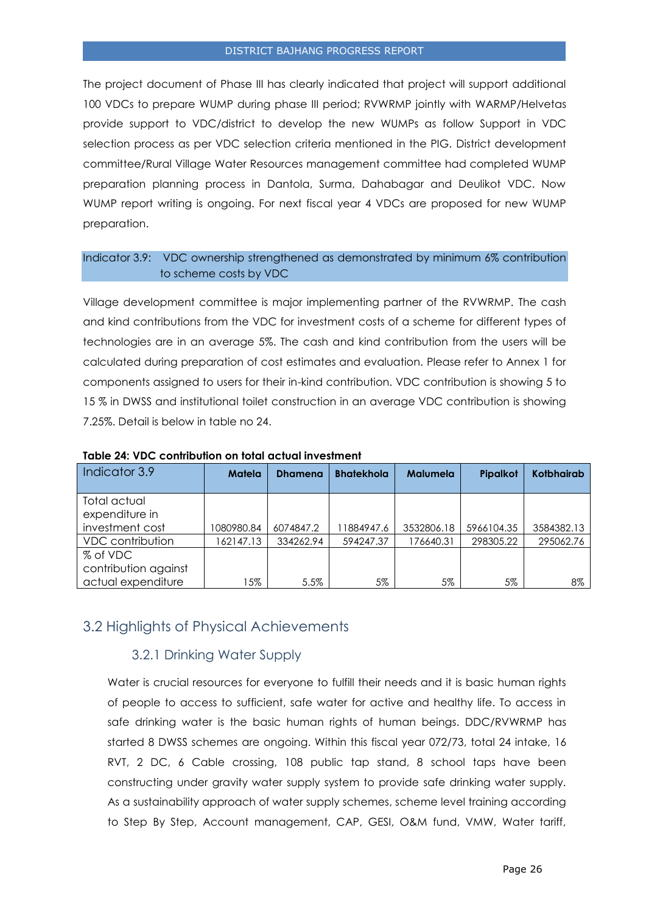The project document of Phase III has clearly indicated that project will support additional 100 VDCs to prepare WUMP during phase III period; RVWRMP jointly with WARMP/Helvetas provide support to VDC/district to develop the new WUMPs as follow Support in VDC selection process as per VDC selection criteria mentioned in the PIG. District development committee/Rural Village Water Resources management committee had completed WUMP preparation planning process in Dantola, Surma, Dahabagar and Deulikot VDC. Now WUMP report writing is ongoing. For next fiscal year 4 VDCs are proposed for new WUMP preparation.

Indicator 3.9: VDC ownership strengthened as demonstrated by minimum 6% contribution to scheme costs by VDC

Village development committee is major implementing partner of the RVWRMP. The cash and kind contributions from the VDC for investment costs of a scheme for different types of technologies are in an average 5%. The cash and kind contribution from the users will be calculated during preparation of cost estimates and evaluation. Please refer to Annex 1 for components assigned to users for their in-kind contribution. VDC contribution is showing 5 to 15 % in DWSS and institutional toilet construction in an average VDC contribution is showing 7.25%. Detail is below in table no 24.

**Table 24: VDC contribution on total actual investment**

| Indicator 3.9 | Matela | Dhamena | Bhatekhola | Malumela | Pipalkot | Kotbhairab |
|---|---|---|---|---|---|---|
| Total actual expenditure in investment cost | 1080980.84 | 6074847.2 | 11884947.6 | 3532806.18 | 5966104.35 | 3584382.13 |
| VDC contribution | 162147.13 | 334262.94 | 594247.37 | 176640.31 | 298305.22 | 295062.76 |
| % of VDC contribution against actual expenditure | 15% | 5.5% | 5% | 5% | 5% | 8% |

## 3.2 Highlights of Physical Achievements

### 3.2.1 Drinking Water Supply

Water is crucial resources for everyone to fulfill their needs and it is basic human rights of people to access to sufficient, safe water for active and healthy life. To access in safe drinking water is the basic human rights of human beings. DDC/RVWRMP has started 8 DWSS schemes are ongoing. Within this fiscal year 072/73, total 24 intake, 16 RVT, 2 DC, 6 Cable crossing, 108 public tap stand, 8 school taps have been constructing under gravity water supply system to provide safe drinking water supply. As a sustainability approach of water supply schemes, scheme level training according to Step By Step, Account management, CAP, GESI, O&M fund, VMW, Water tariff,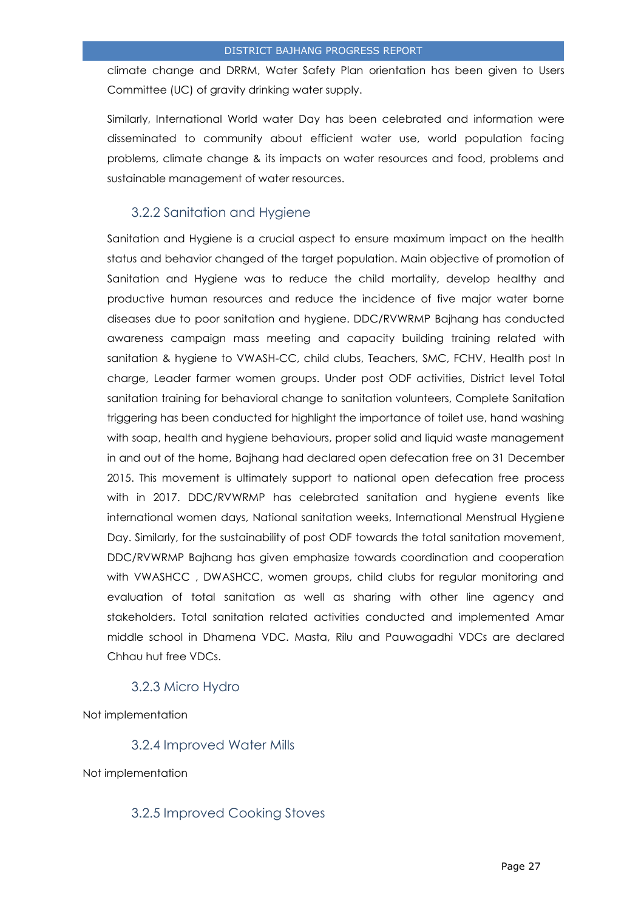climate change and DRRM, Water Safety Plan orientation has been given to Users Committee (UC) of gravity drinking water supply.

Similarly, International World water Day has been celebrated and information were disseminated to community about efficient water use, world population facing problems, climate change & its impacts on water resources and food, problems and sustainable management of water resources.

### 3.2.2 Sanitation and Hygiene

Sanitation and Hygiene is a crucial aspect to ensure maximum impact on the health status and behavior changed of the target population. Main objective of promotion of Sanitation and Hygiene was to reduce the child mortality, develop healthy and productive human resources and reduce the incidence of five major water borne diseases due to poor sanitation and hygiene. DDC/RVWRMP Bajhang has conducted awareness campaign mass meeting and capacity building training related with sanitation & hygiene to VWASH-CC, child clubs, Teachers, SMC, FCHV, Health post In charge, Leader farmer women groups. Under post ODF activities, District level Total sanitation training for behavioral change to sanitation volunteers, Complete Sanitation triggering has been conducted for highlight the importance of toilet use, hand washing with soap, health and hygiene behaviours, proper solid and liquid waste management in and out of the home, Bajhang had declared open defecation free on 31 December 2015. This movement is ultimately support to national open defecation free process with in 2017. DDC/RVWRMP has celebrated sanitation and hygiene events like international women days, National sanitation weeks, International Menstrual Hygiene Day. Similarly, for the sustainability of post ODF towards the total sanitation movement, DDC/RVWRMP Bajhang has given emphasize towards coordination and cooperation with VWASHCC , DWASHCC, women groups, child clubs for regular monitoring and evaluation of total sanitation as well as sharing with other line agency and stakeholders. Total sanitation related activities conducted and implemented Amar middle school in Dhamena VDC. Masta, Rilu and Pauwagadhi VDCs are declared Chhau hut free VDCs.

### 3.2.3 Micro Hydro

Not implementation

### 3.2.4 Improved Water Mills

Not implementation

### 3.2.5 Improved Cooking Stoves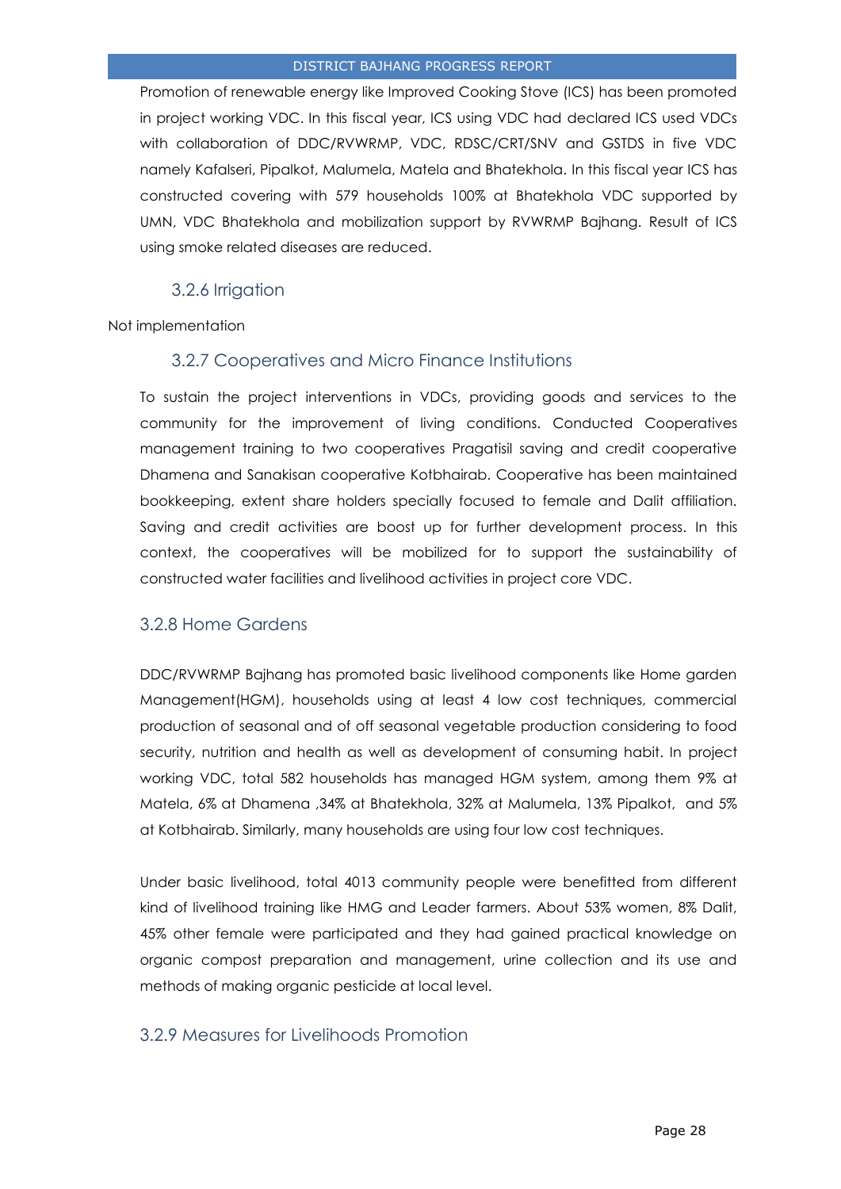Promotion of renewable energy like Improved Cooking Stove (ICS) has been promoted in project working VDC. In this fiscal year, ICS using VDC had declared ICS used VDCs with collaboration of DDC/RVWRMP, VDC, RDSC/CRT/SNV and GSTDS in five VDC namely Kafalseri, Pipalkot, Malumela, Matela and Bhatekhola. In this fiscal year ICS has constructed covering with 579 households 100% at Bhatekhola VDC supported by UMN, VDC Bhatekhola and mobilization support by RVWRMP Bajhang. Result of ICS using smoke related diseases are reduced.

### 3.2.6 Irrigation

Not implementation

### 3.2.7 Cooperatives and Micro Finance Institutions

To sustain the project interventions in VDCs, providing goods and services to the community for the improvement of living conditions. Conducted Cooperatives management training to two cooperatives Pragatisil saving and credit cooperative Dhamena and Sanakisan cooperative Kotbhairab. Cooperative has been maintained bookkeeping, extent share holders specially focused to female and Dalit affiliation. Saving and credit activities are boost up for further development process. In this context, the cooperatives will be mobilized for to support the sustainability of constructed water facilities and livelihood activities in project core VDC.

### 3.2.8 Home Gardens

DDC/RVWRMP Bajhang has promoted basic livelihood components like Home garden Management(HGM), households using at least 4 low cost techniques, commercial production of seasonal and of off seasonal vegetable production considering to food security, nutrition and health as well as development of consuming habit. In project working VDC, total 582 households has managed HGM system, among them 9% at Matela, 6% at Dhamena ,34% at Bhatekhola, 32% at Malumela, 13% Pipalkot, and 5% at Kotbhairab. Similarly, many households are using four low cost techniques.

Under basic livelihood, total 4013 community people were benefitted from different kind of livelihood training like HMG and Leader farmers. About 53% women, 8% Dalit, 45% other female were participated and they had gained practical knowledge on organic compost preparation and management, urine collection and its use and methods of making organic pesticide at local level.

### 3.2.9 Measures for Livelihoods Promotion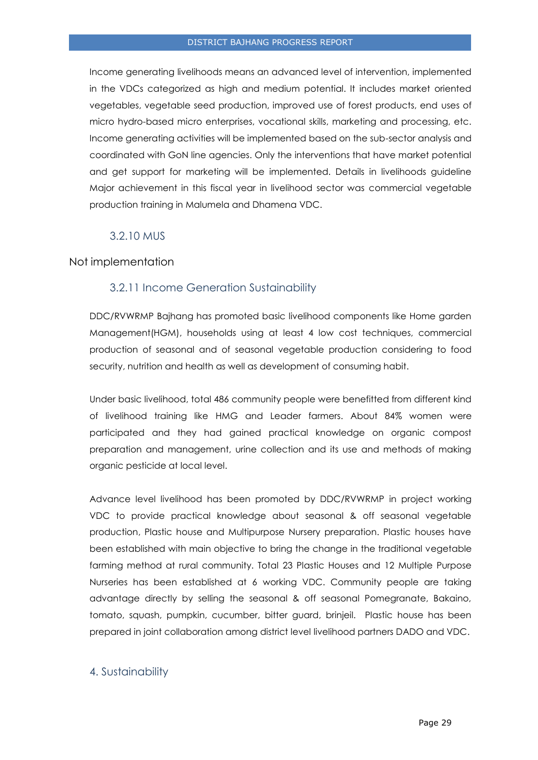Income generating livelihoods means an advanced level of intervention, implemented in the VDCs categorized as high and medium potential. It includes market oriented vegetables, vegetable seed production, improved use of forest products, end uses of micro hydro-based micro enterprises, vocational skills, marketing and processing, etc. Income generating activities will be implemented based on the sub-sector analysis and coordinated with GoN line agencies. Only the interventions that have market potential and get support for marketing will be implemented. Details in livelihoods guideline Major achievement in this fiscal year in livelihood sector was commercial vegetable production training in Malumela and Dhamena VDC.

### 3.2.10 MUS

Not implementation

### 3.2.11 Income Generation Sustainability

DDC/RVWRMP Bajhang has promoted basic livelihood components like Home garden Management(HGM), households using at least 4 low cost techniques, commercial production of seasonal and of seasonal vegetable production considering to food security, nutrition and health as well as development of consuming habit.

Under basic livelihood, total 486 community people were benefitted from different kind of livelihood training like HMG and Leader farmers. About 84% women were participated and they had gained practical knowledge on organic compost preparation and management, urine collection and its use and methods of making organic pesticide at local level.

Advance level livelihood has been promoted by DDC/RVWRMP in project working VDC to provide practical knowledge about seasonal & off seasonal vegetable production, Plastic house and Multipurpose Nursery preparation. Plastic houses have been established with main objective to bring the change in the traditional vegetable farming method at rural community. Total 23 Plastic Houses and 12 Multiple Purpose Nurseries has been established at 6 working VDC. Community people are taking advantage directly by selling the seasonal & off seasonal Pomegranate, Bakaino, tomato, squash, pumpkin, cucumber, bitter guard, brinjeil. Plastic house has been prepared in joint collaboration among district level livelihood partners DADO and VDC.

## 4. Sustainability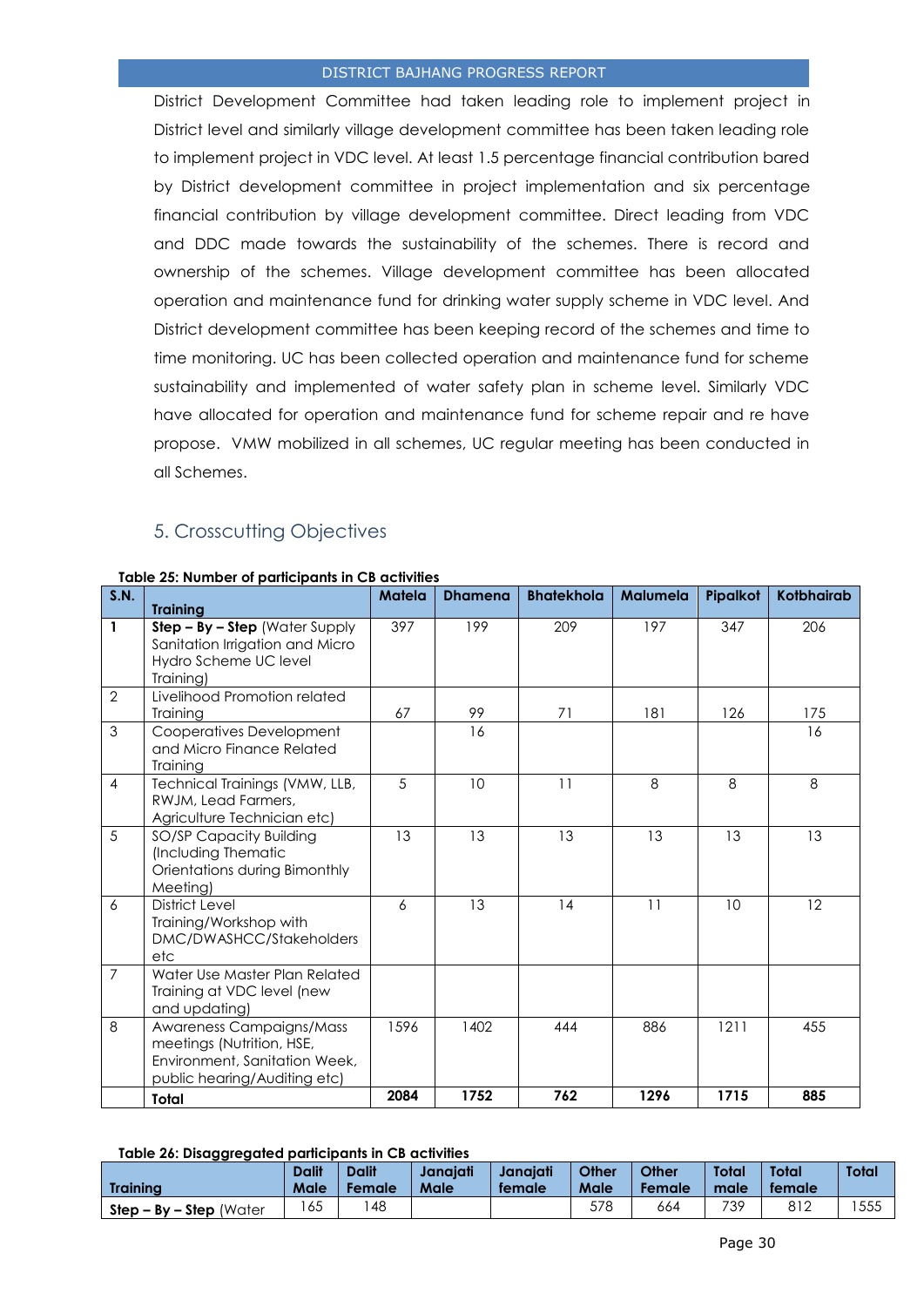District Development Committee had taken leading role to implement project in District level and similarly village development committee has been taken leading role to implement project in VDC level. At least 1.5 percentage financial contribution bared by District development committee in project implementation and six percentage financial contribution by village development committee. Direct leading from VDC and DDC made towards the sustainability of the schemes. There is record and ownership of the schemes. Village development committee has been allocated operation and maintenance fund for drinking water supply scheme in VDC level. And District development committee has been keeping record of the schemes and time to time monitoring. UC has been collected operation and maintenance fund for scheme sustainability and implemented of water safety plan in scheme level. Similarly VDC have allocated for operation and maintenance fund for scheme repair and re have propose. VMW mobilized in all schemes, UC regular meeting has been conducted in all Schemes.

## 5. Crosscutting Objectives

**Table 25: Number of participants in CB activities**

| S.N. | Training | Matela | Dhamena | Bhatekhola | Malumela | Pipalkot | Kotbhairab |
|---|---|---|---|---|---|---|---|
| 1 | **Step – By – Step** (Water Supply Sanitation Irrigation and Micro Hydro Scheme UC level Training) | 397 | 199 | 209 | 197 | 347 | 206 |
| 2 | Livelihood Promotion related Training | 67 | 99 | 71 | 181 | 126 | 175 |
| 3 | Cooperatives Development and Micro Finance Related Training | | 16 | | | | 16 |
| 4 | Technical Trainings (VMW, LLB, RWJM, Lead Farmers, Agriculture Technician etc) | 5 | 10 | 11 | 8 | 8 | 8 |
| 5 | SO/SP Capacity Building (Including Thematic Orientations during Bimonthly Meeting) | 13 | 13 | 13 | 13 | 13 | 13 |
| 6 | District Level Training/Workshop with DMC/DWASHCC/Stakeholders etc | 6 | 13 | 14 | 11 | 10 | 12 |
| 7 | Water Use Master Plan Related Training at VDC level (new and updating) | | | | | | |
| 8 | Awareness Campaigns/Mass meetings (Nutrition, HSE, Environment, Sanitation Week, public hearing/Auditing etc) | 1596 | 1402 | 444 | 886 | 1211 | 455 |
| | **Total** | **2084** | **1752** | **762** | **1296** | **1715** | **885** |

**Table 26: Disaggregated participants in CB activities**

| Training | Dalit Male | Dalit Female | Janajati Male | Janajati female | Other Male | Other Female | Total male | Total female | Total |
|---|---|---|---|---|---|---|---|---|---|
| **Step – By – Step** (Water | 165 | 148 | | | 578 | 664 | 739 | 812 | 1555 |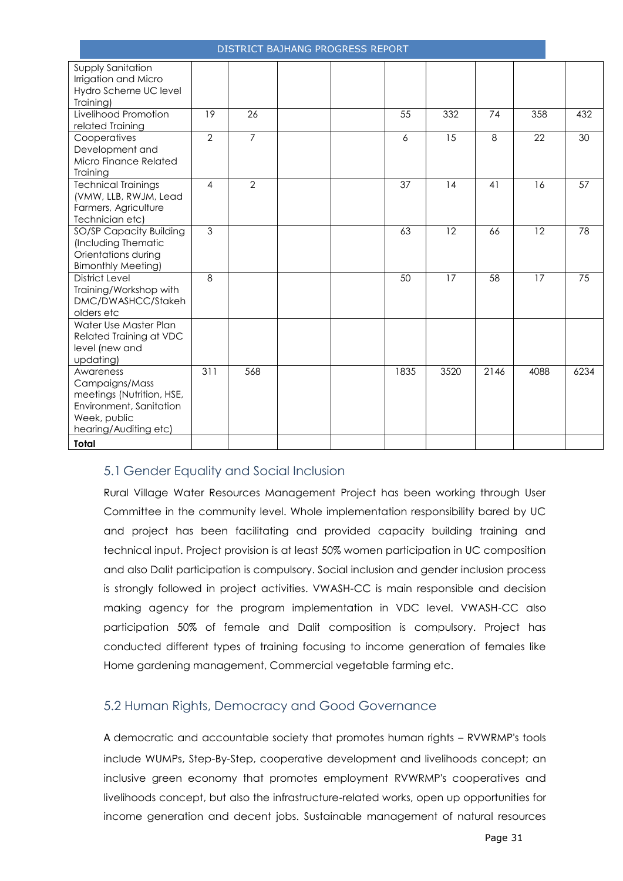| | | | | | | | | | |
|---|---|---|---|---|---|---|---|---|---|
| Supply Sanitation Irrigation and Micro Hydro Scheme UC level Training) | | | | | | | | | |
| Livelihood Promotion related Training | 19 | 26 | | | 55 | 332 | 74 | 358 | 432 |
| Cooperatives Development and Micro Finance Related Training | 2 | 7 | | | 6 | 15 | 8 | 22 | 30 |
| Technical Trainings (VMW, LLB, RWJM, Lead Farmers, Agriculture Technician etc) | 4 | 2 | | | 37 | 14 | 41 | 16 | 57 |
| SO/SP Capacity Building (Including Thematic Orientations during Bimonthly Meeting) | 3 | | | | 63 | 12 | 66 | 12 | 78 |
| District Level Training/Workshop with DMC/DWASHCC/Stakeholders etc | 8 | | | | 50 | 17 | 58 | 17 | 75 |
| Water Use Master Plan Related Training at VDC level (new and updating) | | | | | | | | | |
| Awareness Campaigns/Mass meetings (Nutrition, HSE, Environment, Sanitation Week, public hearing/Auditing etc) | 311 | 568 | | | 1835 | 3520 | 2146 | 4088 | 6234 |
| **Total** | | | | | | | | | |

## 5.1 Gender Equality and Social Inclusion

Rural Village Water Resources Management Project has been working through User Committee in the community level. Whole implementation responsibility bared by UC and project has been facilitating and provided capacity building training and technical input. Project provision is at least 50% women participation in UC composition and also Dalit participation is compulsory. Social inclusion and gender inclusion process is strongly followed in project activities. VWASH-CC is main responsible and decision making agency for the program implementation in VDC level. VWASH-CC also participation 50% of female and Dalit composition is compulsory. Project has conducted different types of training focusing to income generation of females like Home gardening management, Commercial vegetable farming etc.

## 5.2 Human Rights, Democracy and Good Governance

A democratic and accountable society that promotes human rights – RVWRMP's tools include WUMPs, Step-By-Step, cooperative development and livelihoods concept; an inclusive green economy that promotes employment RVWRMP's cooperatives and livelihoods concept, but also the infrastructure-related works, open up opportunities for income generation and decent jobs. Sustainable management of natural resources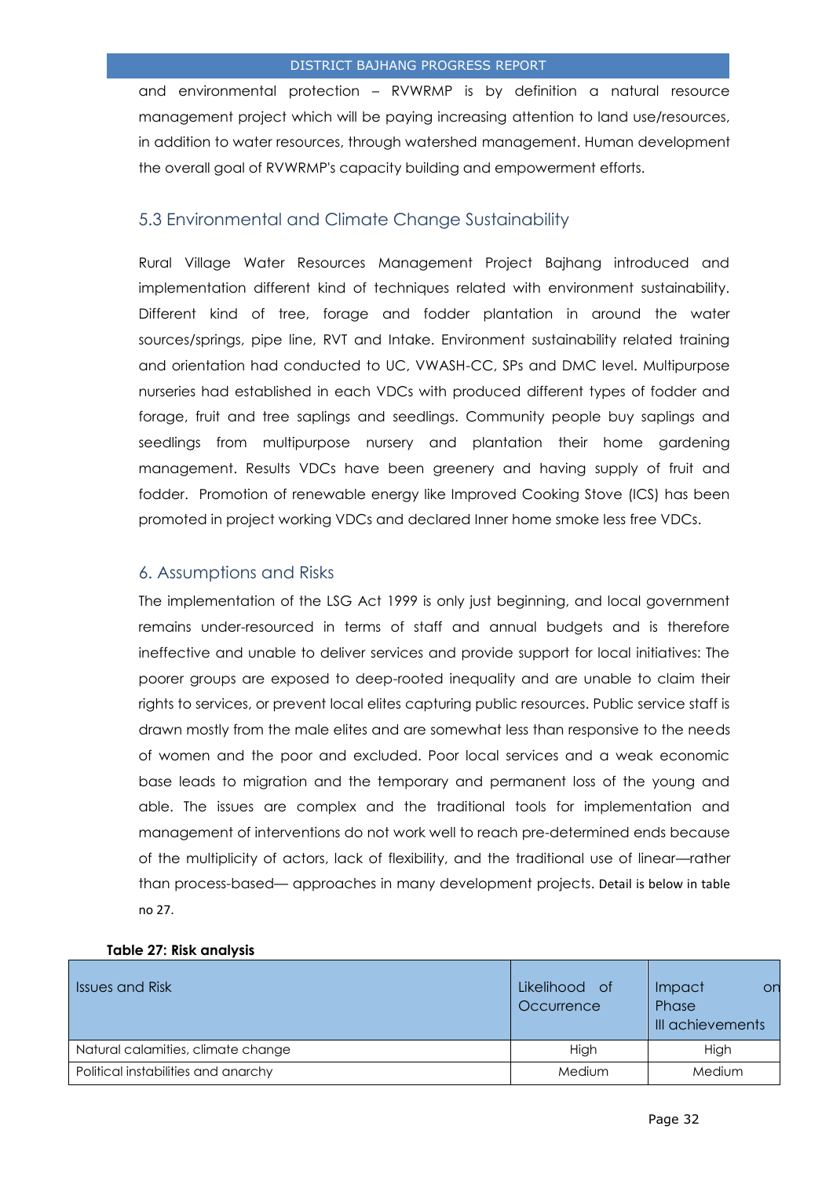and environmental protection – RVWRMP is by definition a natural resource management project which will be paying increasing attention to land use/resources, in addition to water resources, through watershed management. Human development the overall goal of RVWRMP's capacity building and empowerment efforts.

## 5.3 Environmental and Climate Change Sustainability

Rural Village Water Resources Management Project Bajhang introduced and implementation different kind of techniques related with environment sustainability. Different kind of tree, forage and fodder plantation in around the water sources/springs, pipe line, RVT and Intake. Environment sustainability related training and orientation had conducted to UC, VWASH-CC, SPs and DMC level. Multipurpose nurseries had established in each VDCs with produced different types of fodder and forage, fruit and tree saplings and seedlings. Community people buy saplings and seedlings from multipurpose nursery and plantation their home gardening management. Results VDCs have been greenery and having supply of fruit and fodder. Promotion of renewable energy like Improved Cooking Stove (ICS) has been promoted in project working VDCs and declared Inner home smoke less free VDCs.

## 6. Assumptions and Risks

The implementation of the LSG Act 1999 is only just beginning, and local government remains under-resourced in terms of staff and annual budgets and is therefore ineffective and unable to deliver services and provide support for local initiatives: The poorer groups are exposed to deep-rooted inequality and are unable to claim their rights to services, or prevent local elites capturing public resources. Public service staff is drawn mostly from the male elites and are somewhat less than responsive to the needs of women and the poor and excluded. Poor local services and a weak economic base leads to migration and the temporary and permanent loss of the young and able. The issues are complex and the traditional tools for implementation and management of interventions do not work well to reach pre-determined ends because of the multiplicity of actors, lack of flexibility, and the traditional use of linear—rather than process-based— approaches in many development projects. Detail is below in table no 27.

**Table 27: Risk analysis**

| Issues and Risk | Likelihood of Occurrence | Impact on Phase III achievements |
|---|---|---|
| Natural calamities, climate change | High | High |
| Political instabilities and anarchy | Medium | Medium |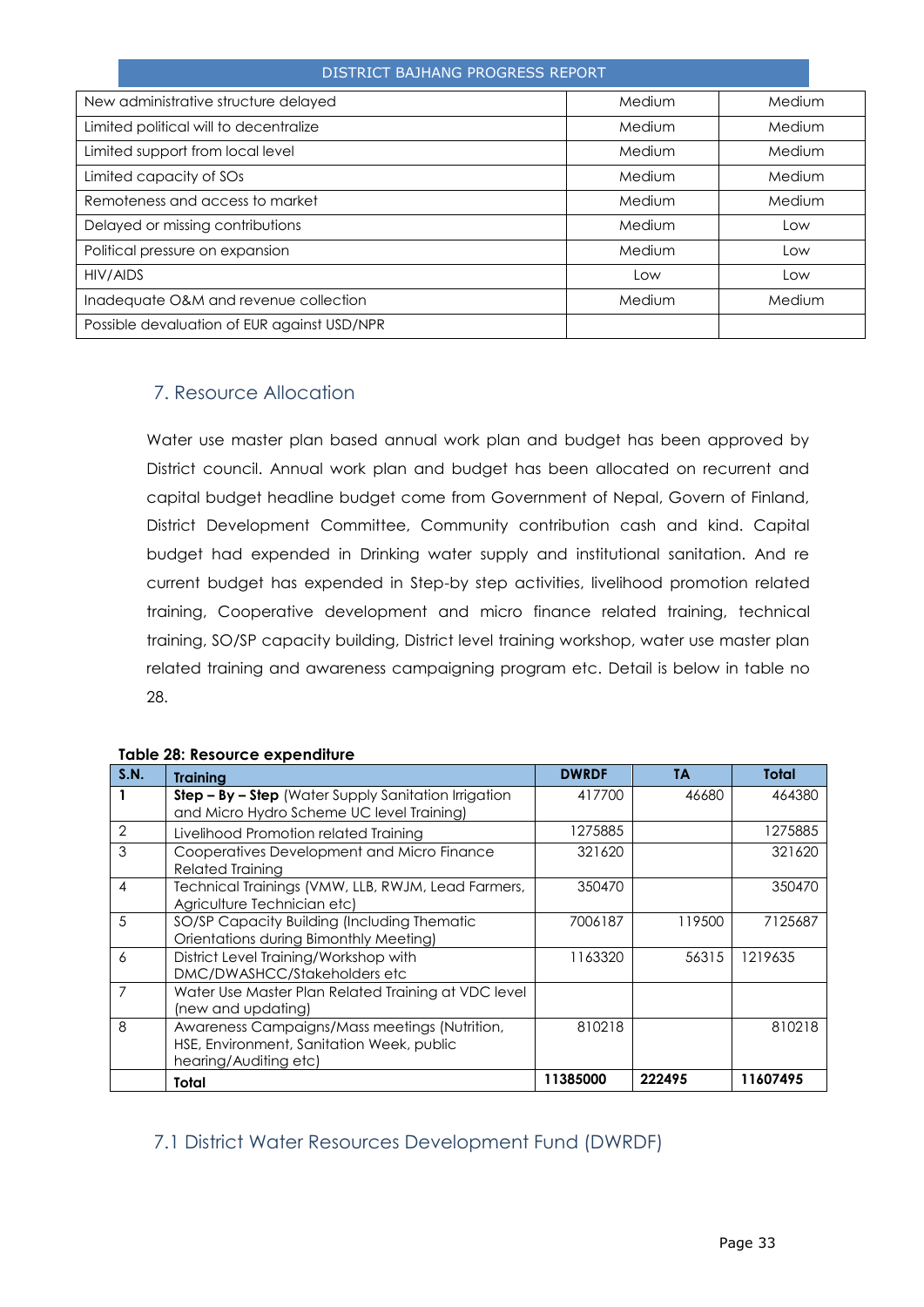| | | |
|---|---|---|
| New administrative structure delayed | Medium | Medium |
| Limited political will to decentralize | Medium | Medium |
| Limited support from local level | Medium | Medium |
| Limited capacity of SOs | Medium | Medium |
| Remoteness and access to market | Medium | Medium |
| Delayed or missing contributions | Medium | Low |
| Political pressure on expansion | Medium | Low |
| HIV/AIDS | Low | Low |
| Inadequate O&M and revenue collection | Medium | Medium |
| Possible devaluation of EUR against USD/NPR | | |

## 7. Resource Allocation

Water use master plan based annual work plan and budget has been approved by District council. Annual work plan and budget has been allocated on recurrent and capital budget headline budget come from Government of Nepal, Govern of Finland, District Development Committee, Community contribution cash and kind. Capital budget had expended in Drinking water supply and institutional sanitation. And re current budget has expended in Step-by step activities, livelihood promotion related training, Cooperative development and micro finance related training, technical training, SO/SP capacity building, District level training workshop, water use master plan related training and awareness campaigning program etc. Detail is below in table no 28.

**Table 28: Resource expenditure**

| S.N. | Training | DWRDF | TA | Total |
|---|---|---|---|---|
| 1 | **Step – By – Step** (Water Supply Sanitation Irrigation and Micro Hydro Scheme UC level Training) | 417700 | 46680 | 464380 |
| 2 | Livelihood Promotion related Training | 1275885 | | 1275885 |
| 3 | Cooperatives Development and Micro Finance Related Training | 321620 | | 321620 |
| 4 | Technical Trainings (VMW, LLB, RWJM, Lead Farmers, Agriculture Technician etc) | 350470 | | 350470 |
| 5 | SO/SP Capacity Building (Including Thematic Orientations during Bimonthly Meeting) | 7006187 | 119500 | 7125687 |
| 6 | District Level Training/Workshop with DMC/DWASHCC/Stakeholders etc | 1163320 | 56315 | 1219635 |
| 7 | Water Use Master Plan Related Training at VDC level (new and updating) | | | |
| 8 | Awareness Campaigns/Mass meetings (Nutrition, HSE, Environment, Sanitation Week, public hearing/Auditing etc) | 810218 | | 810218 |
| | **Total** | **11385000** | **222495** | **11607495** |

### 7.1 District Water Resources Development Fund (DWRDF)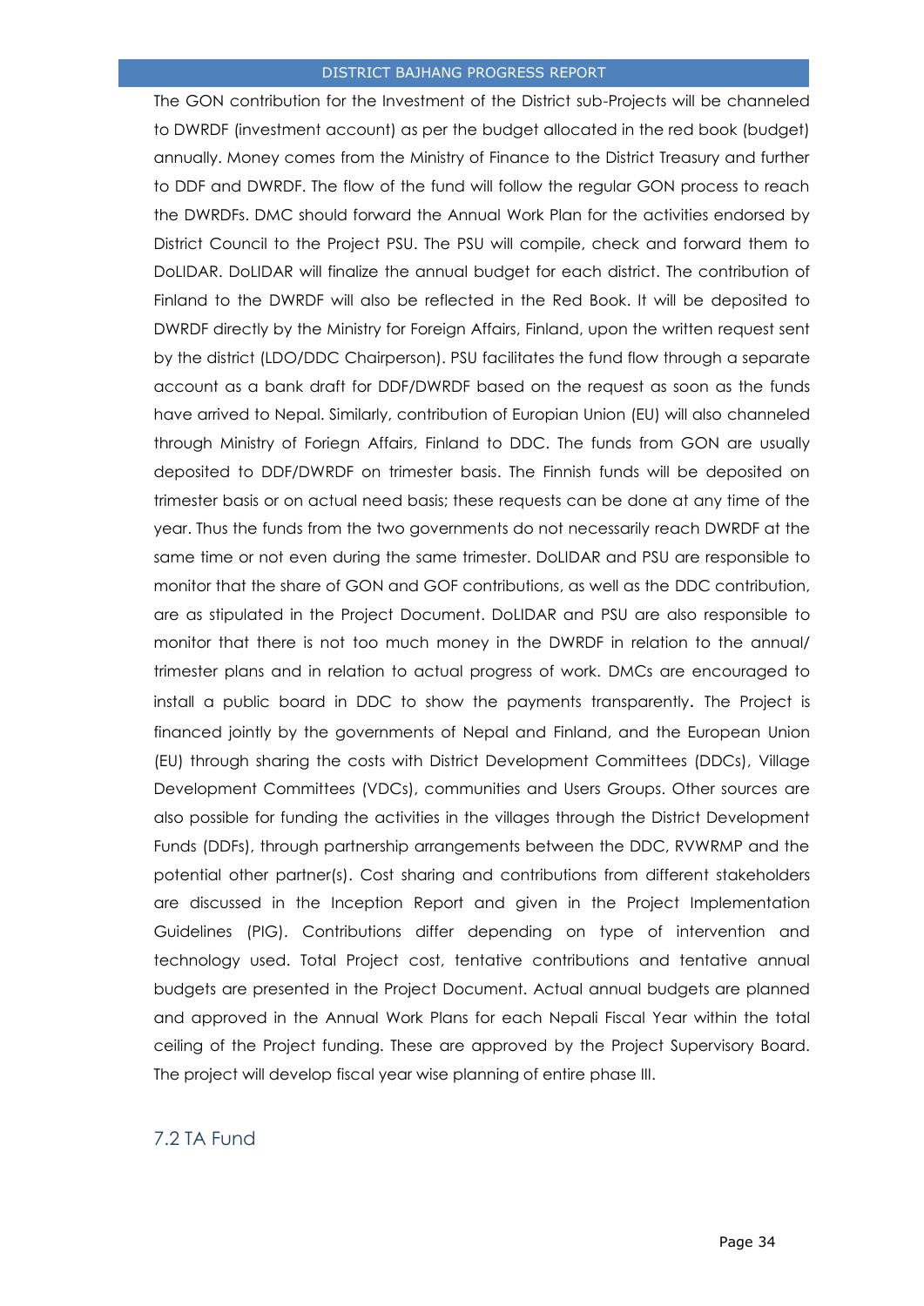The GON contribution for the Investment of the District sub-Projects will be channeled to DWRDF (investment account) as per the budget allocated in the red book (budget) annually. Money comes from the Ministry of Finance to the District Treasury and further to DDF and DWRDF. The flow of the fund will follow the regular GON process to reach the DWRDFs. DMC should forward the Annual Work Plan for the activities endorsed by District Council to the Project PSU. The PSU will compile, check and forward them to DoLIDAR. DoLIDAR will finalize the annual budget for each district. The contribution of Finland to the DWRDF will also be reflected in the Red Book. It will be deposited to DWRDF directly by the Ministry for Foreign Affairs, Finland, upon the written request sent by the district (LDO/DDC Chairperson). PSU facilitates the fund flow through a separate account as a bank draft for DDF/DWRDF based on the request as soon as the funds have arrived to Nepal. Similarly, contribution of Europian Union (EU) will also channeled through Ministry of Foriegn Affairs, Finland to DDC. The funds from GON are usually deposited to DDF/DWRDF on trimester basis. The Finnish funds will be deposited on trimester basis or on actual need basis; these requests can be done at any time of the year. Thus the funds from the two governments do not necessarily reach DWRDF at the same time or not even during the same trimester. DoLIDAR and PSU are responsible to monitor that the share of GON and GOF contributions, as well as the DDC contribution, are as stipulated in the Project Document. DoLIDAR and PSU are also responsible to monitor that there is not too much money in the DWRDF in relation to the annual/ trimester plans and in relation to actual progress of work. DMCs are encouraged to install a public board in DDC to show the payments transparently. The Project is financed jointly by the governments of Nepal and Finland, and the European Union (EU) through sharing the costs with District Development Committees (DDCs), Village Development Committees (VDCs), communities and Users Groups. Other sources are also possible for funding the activities in the villages through the District Development Funds (DDFs), through partnership arrangements between the DDC, RVWRMP and the potential other partner(s). Cost sharing and contributions from different stakeholders are discussed in the Inception Report and given in the Project Implementation Guidelines (PIG). Contributions differ depending on type of intervention and technology used. Total Project cost, tentative contributions and tentative annual budgets are presented in the Project Document. Actual annual budgets are planned and approved in the Annual Work Plans for each Nepali Fiscal Year within the total ceiling of the Project funding. These are approved by the Project Supervisory Board. The project will develop fiscal year wise planning of entire phase III.

## 7.2 TA Fund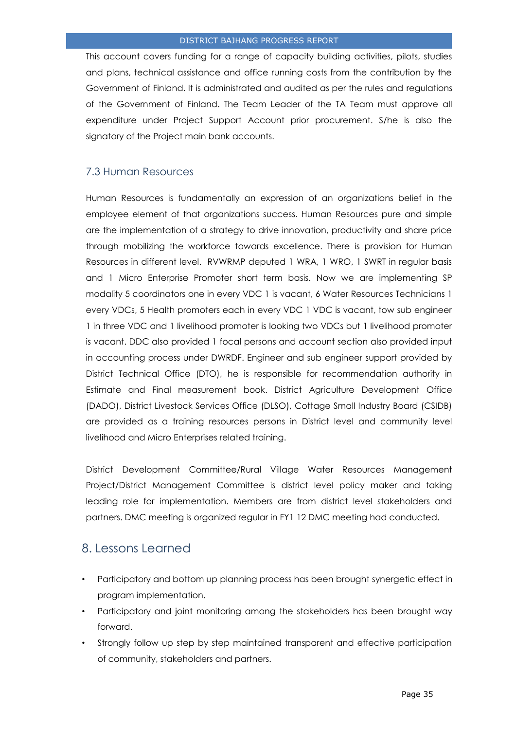This account covers funding for a range of capacity building activities, pilots, studies and plans, technical assistance and office running costs from the contribution by the Government of Finland. It is administrated and audited as per the rules and regulations of the Government of Finland. The Team Leader of the TA Team must approve all expenditure under Project Support Account prior procurement. S/he is also the signatory of the Project main bank accounts.

### 7.3 Human Resources

Human Resources is fundamentally an expression of an organizations belief in the employee element of that organizations success. Human Resources pure and simple are the implementation of a strategy to drive innovation, productivity and share price through mobilizing the workforce towards excellence. There is provision for Human Resources in different level. RVWRMP deputed 1 WRA, 1 WRO, 1 SWRT in regular basis and 1 Micro Enterprise Promoter short term basis. Now we are implementing SP modality 5 coordinators one in every VDC 1 is vacant, 6 Water Resources Technicians 1 every VDCs, 5 Health promoters each in every VDC 1 VDC is vacant, tow sub engineer 1 in three VDC and 1 livelihood promoter is looking two VDCs but 1 livelihood promoter is vacant. DDC also provided 1 focal persons and account section also provided input in accounting process under DWRDF. Engineer and sub engineer support provided by District Technical Office (DTO), he is responsible for recommendation authority in Estimate and Final measurement book. District Agriculture Development Office (DADO), District Livestock Services Office (DLSO), Cottage Small Industry Board (CSIDB) are provided as a training resources persons in District level and community level livelihood and Micro Enterprises related training.

District Development Committee/Rural Village Water Resources Management Project/District Management Committee is district level policy maker and taking leading role for implementation. Members are from district level stakeholders and partners. DMC meeting is organized regular in FY1 12 DMC meeting had conducted.

## 8. Lessons Learned

- Participatory and bottom up planning process has been brought synergetic effect in program implementation.
- Participatory and joint monitoring among the stakeholders has been brought way forward.
- Strongly follow up step by step maintained transparent and effective participation of community, stakeholders and partners.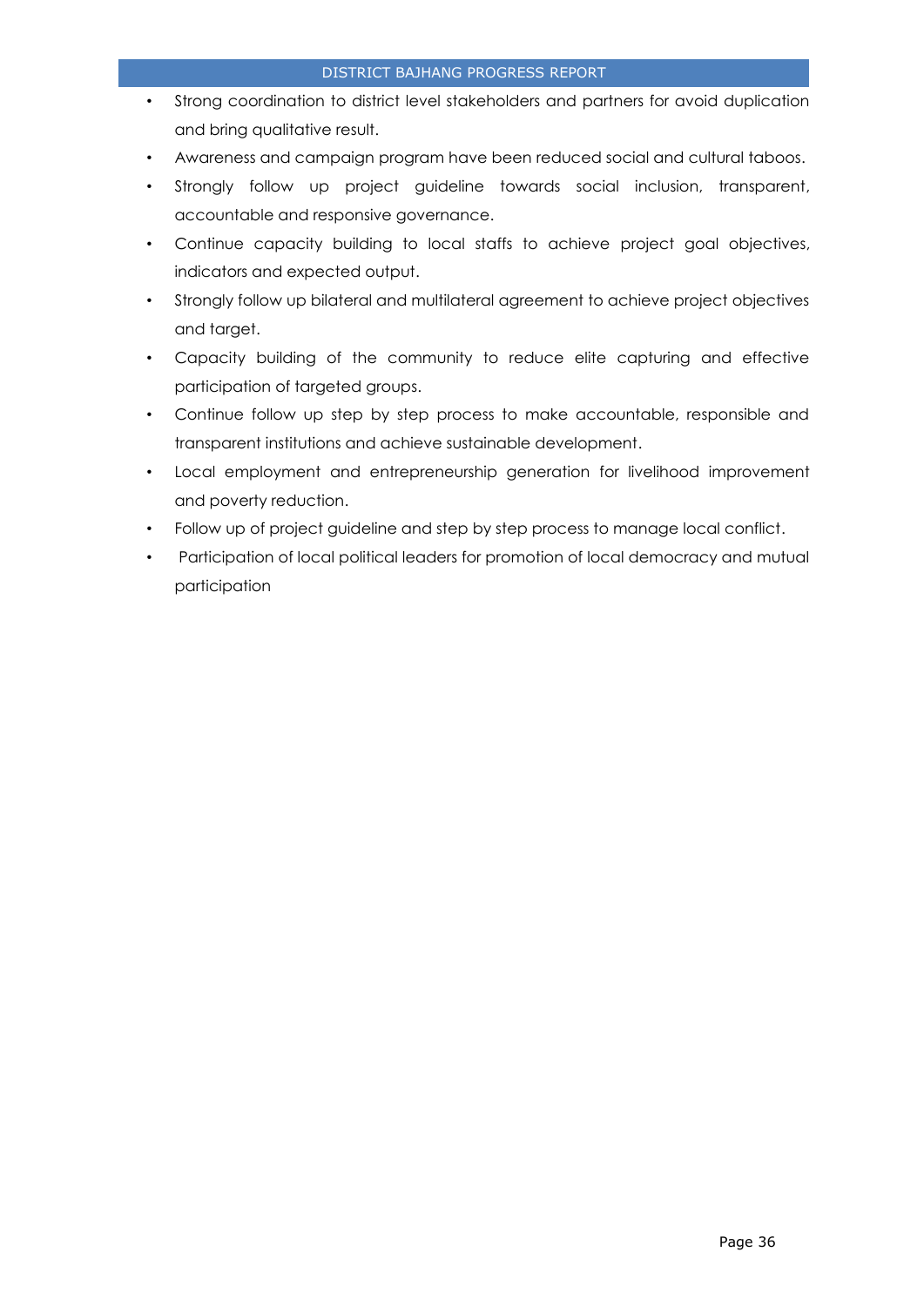- Strong coordination to district level stakeholders and partners for avoid duplication and bring qualitative result.
- Awareness and campaign program have been reduced social and cultural taboos.
- Strongly follow up project guideline towards social inclusion, transparent, accountable and responsive governance.
- Continue capacity building to local staffs to achieve project goal objectives, indicators and expected output.
- Strongly follow up bilateral and multilateral agreement to achieve project objectives and target.
- Capacity building of the community to reduce elite capturing and effective participation of targeted groups.
- Continue follow up step by step process to make accountable, responsible and transparent institutions and achieve sustainable development.
- Local employment and entrepreneurship generation for livelihood improvement and poverty reduction.
- Follow up of project guideline and step by step process to manage local conflict.
- Participation of local political leaders for promotion of local democracy and mutual participation